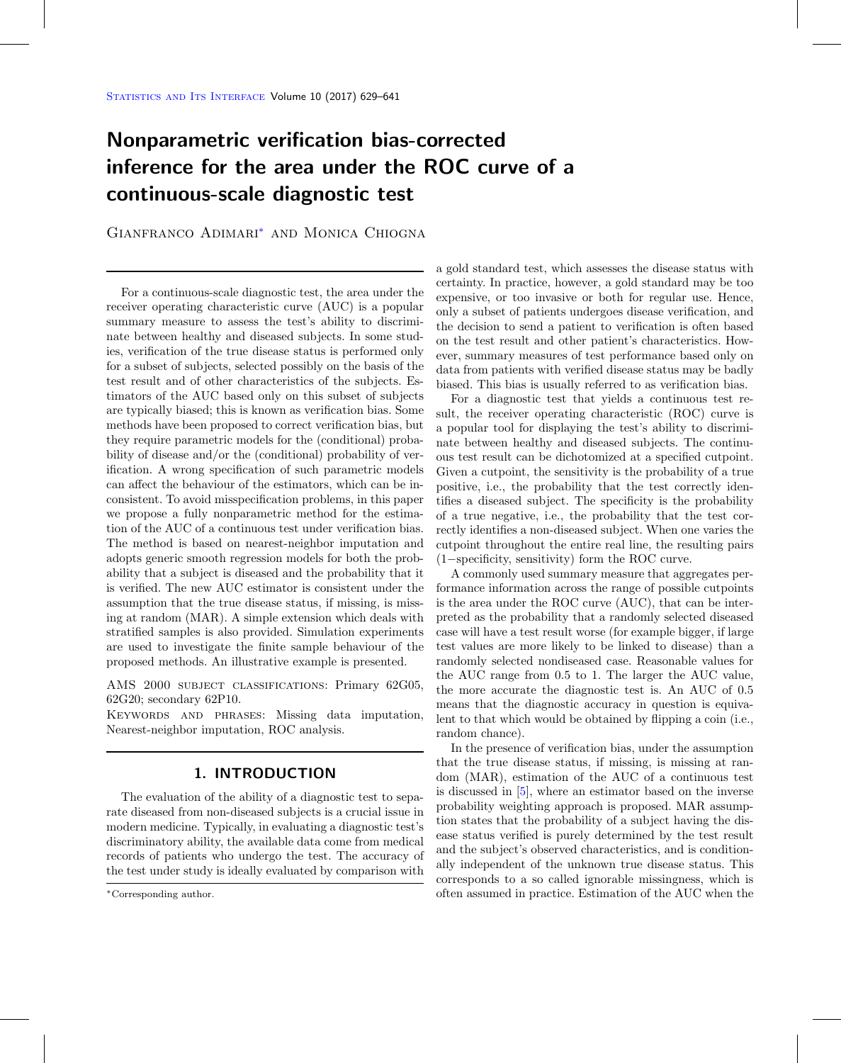# Nonparametric verification bias-corrected inference for the area under the ROC curve of a continuous-scale diagnostic test

Gianfranco Adimari* and Monica Chiogna

For a continuous-scale diagnostic test, the area under the receiver operating characteristic curve (AUC) is a popular summary measure to assess the test's ability to discriminate between healthy and diseased subjects. In some studies, verification of the true disease status is performed only for a subset of subjects, selected possibly on the basis of the test result and of other characteristics of the subjects. Estimators of the AUC based only on this subset of subjects are typically biased; this is known as verification bias. Some methods have been proposed to correct verification bias, but they require parametric models for the (conditional) probability of disease and/or the (conditional) probability of verification. A wrong specification of such parametric models can affect the behaviour of the estimators, which can be inconsistent. To avoid misspecification problems, in this paper we propose a fully nonparametric method for the estimation of the AUC of a continuous test under verification bias. The method is based on nearest-neighbor imputation and adopts generic smooth regression models for both the probability that a subject is diseased and the probability that it is verified. The new AUC estimator is consistent under the assumption that the true disease status, if missing, is missing at random (MAR). A simple extension which deals with stratified samples is also provided. Simulation experiments are used to investigate the finite sample behaviour of the proposed methods. An illustrative example is presented.

AMS 2000 subject classifications: Primary 62G05, 62G20; secondary 62P10.

Keywords and phrases: Missing data imputation, Nearest-neighbor imputation, ROC analysis.

## 1. INTRODUCTION

The evaluation of the ability of a diagnostic test to separate diseased from non-diseased subjects is a crucial issue in modern medicine. Typically, in evaluating a diagnostic test's discriminatory ability, the available data come from medical records of patients who undergo the test. The accuracy of the test under study is ideally evaluated by comparison with a gold standard test, which assesses the disease status with certainty. In practice, however, a gold standard may be too expensive, or too invasive or both for regular use. Hence, only a subset of patients undergoes disease verification, and the decision to send a patient to verification is often based on the test result and other patient's characteristics. However, summary measures of test performance based only on data from patients with verified disease status may be badly biased. This bias is usually referred to as verification bias.

For a diagnostic test that yields a continuous test result, the receiver operating characteristic (ROC) curve is a popular tool for displaying the test's ability to discriminate between healthy and diseased subjects. The continuous test result can be dichotomized at a specified cutpoint. Given a cutpoint, the sensitivity is the probability of a true positive, i.e., the probability that the test correctly identifies a diseased subject. The specificity is the probability of a true negative, i.e., the probability that the test correctly identifies a non-diseased subject. When one varies the cutpoint throughout the entire real line, the resulting pairs (1−specificity, sensitivity) form the ROC curve.

A commonly used summary measure that aggregates performance information across the range of possible cutpoints is the area under the ROC curve (AUC), that can be interpreted as the probability that a randomly selected diseased case will have a test result worse (for example bigger, if large test values are more likely to be linked to disease) than a randomly selected nondiseased case. Reasonable values for the AUC range from 0.5 to 1. The larger the AUC value, the more accurate the diagnostic test is. An AUC of 0.5 means that the diagnostic accuracy in question is equivalent to that which would be obtained by flipping a coin (i.e., random chance).

In the presence of verification bias, under the assumption that the true disease status, if missing, is missing at random (MAR), estimation of the AUC of a continuous test is discussed in [5], where an estimator based on the inverse probability weighting approach is proposed. MAR assumption states that the probability of a subject having the disease status verified is purely determined by the test result and the subject's observed characteristics, and is conditionally independent of the unknown true disease status. This corresponds to a so called ignorable missingness, which is often assumed in practice. Estimation of the AUC when the

*Corresponding author.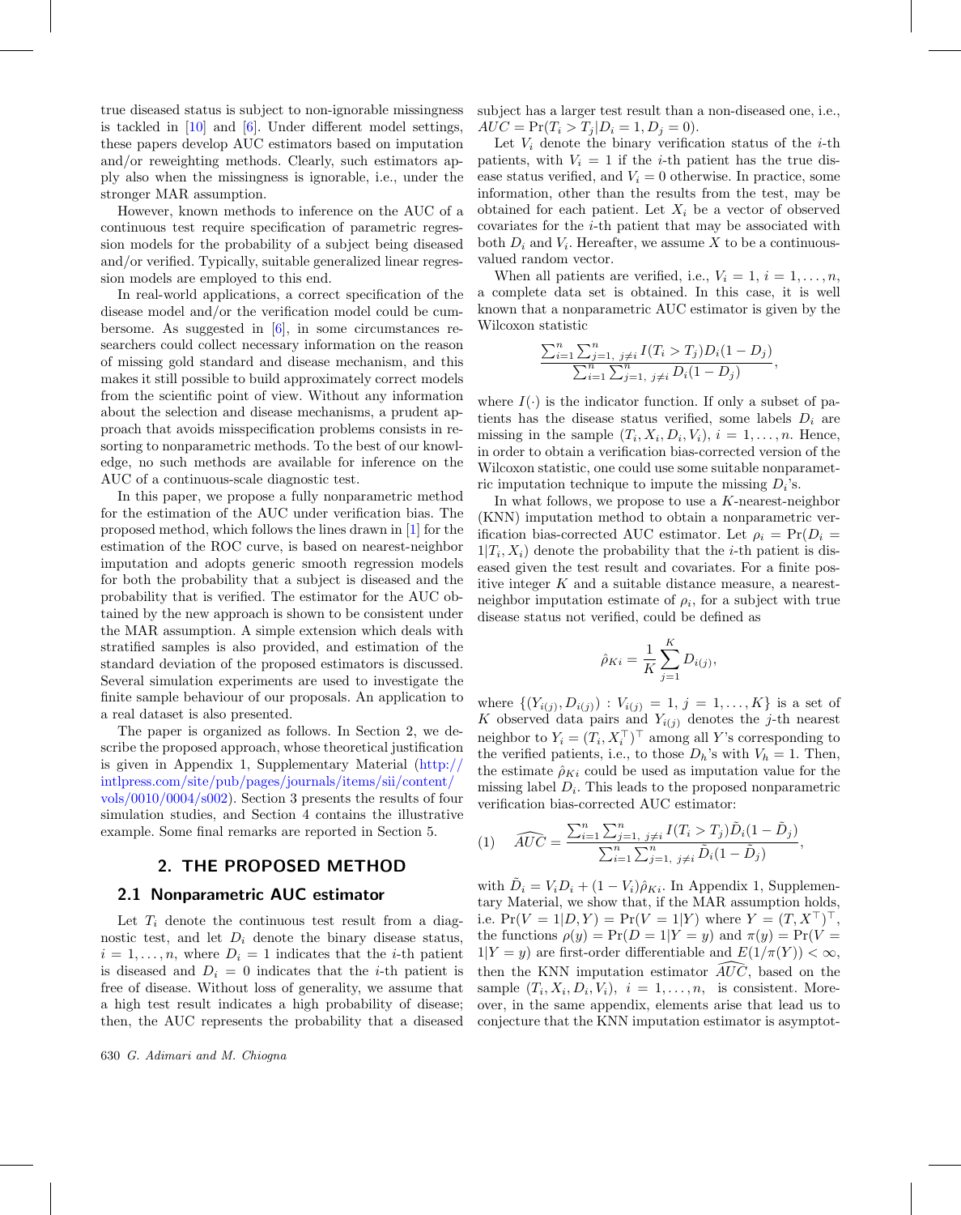true diseased status is subject to non-ignorable missingness is tackled in [10] and [6]. Under different model settings, these papers develop AUC estimators based on imputation and/or reweighting methods. Clearly, such estimators apply also when the missingness is ignorable, i.e., under the stronger MAR assumption.

However, known methods to inference on the AUC of a continuous test require specification of parametric regression models for the probability of a subject being diseased and/or verified. Typically, suitable generalized linear regression models are employed to this end.

In real-world applications, a correct specification of the disease model and/or the verification model could be cumbersome. As suggested in [6], in some circumstances researchers could collect necessary information on the reason of missing gold standard and disease mechanism, and this makes it still possible to build approximately correct models from the scientific point of view. Without any information about the selection and disease mechanisms, a prudent approach that avoids misspecification problems consists in resorting to nonparametric methods. To the best of our knowledge, no such methods are available for inference on the AUC of a continuous-scale diagnostic test.

In this paper, we propose a fully nonparametric method for the estimation of the AUC under verification bias. The proposed method, which follows the lines drawn in [1] for the estimation of the ROC curve, is based on nearest-neighbor imputation and adopts generic smooth regression models for both the probability that a subject is diseased and the probability that is verified. The estimator for the AUC obtained by the new approach is shown to be consistent under the MAR assumption. A simple extension which deals with stratified samples is also provided, and estimation of the standard deviation of the proposed estimators is discussed. Several simulation experiments are used to investigate the finite sample behaviour of our proposals. An application to a real dataset is also presented.

The paper is organized as follows. In Section 2, we describe the proposed approach, whose theoretical justification is given in Appendix 1, Supplementary Material (http://intlpress.com/site/pub/pages/journals/items/sii/content/vols/0010/0004/s002). Section 3 presents the results of four simulation studies, and Section 4 contains the illustrative example. Some final remarks are reported in Section 5.

## 2. THE PROPOSED METHOD

### 2.1 Nonparametric AUC estimator

Let $T_i$ denote the continuous test result from a diagnostic test, and let $D_i$ denote the binary disease status, $i = 1, \dots, n$, where $D_i = 1$ indicates that the $i$-th patient is diseased and $D_i = 0$ indicates that the $i$-th patient is free of disease. Without loss of generality, we assume that a high test result indicates a high probability of disease; then, the AUC represents the probability that a diseased subject has a larger test result than a non-diseased one, i.e., $AUC = \Pr(T_i > T_j | D_i = 1, D_j = 0)$.

Let $V_i$ denote the binary verification status of the $i$-th patients, with $V_i = 1$ if the $i$-th patient has the true disease status verified, and $V_i = 0$ otherwise. In practice, some information, other than the results from the test, may be obtained for each patient. Let $X_i$ be a vector of observed covariates for the $i$-th patient that may be associated with both $D_i$ and $V_i$. Hereafter, we assume $X$ to be a continuous-valued random vector.

When all patients are verified, i.e., $V_i = 1$, $i = 1, \dots, n$, a complete data set is obtained. In this case, it is well known that a nonparametric AUC estimator is given by the Wilcoxon statistic

$$\frac{\sum_{i=1}^{n} \sum_{j=1,\ j \neq i}^{n} I(T_i > T_j) D_i (1 - D_j)}{\sum_{i=1}^{n} \sum_{j=1,\ j \neq i}^{n} D_i (1 - D_j)},$$

where $I(\cdot)$ is the indicator function. If only a subset of patients has the disease status verified, some labels $D_i$ are missing in the sample $(T_i, X_i, D_i, V_i)$, $i = 1, \dots, n$. Hence, in order to obtain a verification bias-corrected version of the Wilcoxon statistic, one could use some suitable nonparametric imputation technique to impute the missing $D_i$'s.

In what follows, we propose to use a $K$-nearest-neighbor (KNN) imputation method to obtain a nonparametric verification bias-corrected AUC estimator. Let $\rho_i = \Pr(D_i = 1 | T_i, X_i)$ denote the probability that the $i$-th patient is diseased given the test result and covariates. For a finite positive integer $K$ and a suitable distance measure, a nearest-neighbor imputation estimate of $\rho_i$, for a subject with true disease status not verified, could be defined as

$$\hat{\rho}_{Ki} = \frac{1}{K} \sum_{j=1}^{K} D_{i(j)},$$

where $\{(Y_{i(j)}, D_{i(j)}) : V_{i(j)} = 1, j = 1, \dots, K\}$ is a set of $K$ observed data pairs and $Y_{i(j)}$ denotes the $j$-th nearest neighbor to $Y_i = (T_i, X_i^\top)^\top$ among all $Y$'s corresponding to the verified patients, i.e., to those $D_h$'s with $V_h = 1$. Then, the estimate $\hat{\rho}_{Ki}$ could be used as imputation value for the missing label $D_i$. This leads to the proposed nonparametric verification bias-corrected AUC estimator:

$$\widehat{AUC} = \frac{\sum_{i=1}^{n} \sum_{j=1,\ j \neq i}^{n} I(T_i > T_j) \tilde{D}_i (1 - \tilde{D}_j)}{\sum_{i=1}^{n} \sum_{j=1,\ j \neq i}^{n} \tilde{D}_i (1 - \tilde{D}_j)}, \tag{1}$$

with $\tilde{D}_i = V_i D_i + (1 - V_i) \hat{\rho}_{Ki}$. In Appendix 1, Supplementary Material, we show that, if the MAR assumption holds, i.e. $\Pr(V = 1 | D, Y) = \Pr(V = 1 | Y)$ where $Y = (T, X^\top)^\top$, the functions $\rho(y) = \Pr(D = 1 | Y = y)$ and $\pi(y) = \Pr(V = 1 | Y = y)$ are first-order differentiable and $E(1/\pi(Y)) < \infty$, then the KNN imputation estimator $\widehat{AUC}$, based on the sample $(T_i, X_i, D_i, V_i)$, $i = 1, \dots, n$, is consistent. Moreover, in the same appendix, elements arise that lead us to conjecture that the KNN imputation estimator is asymptot-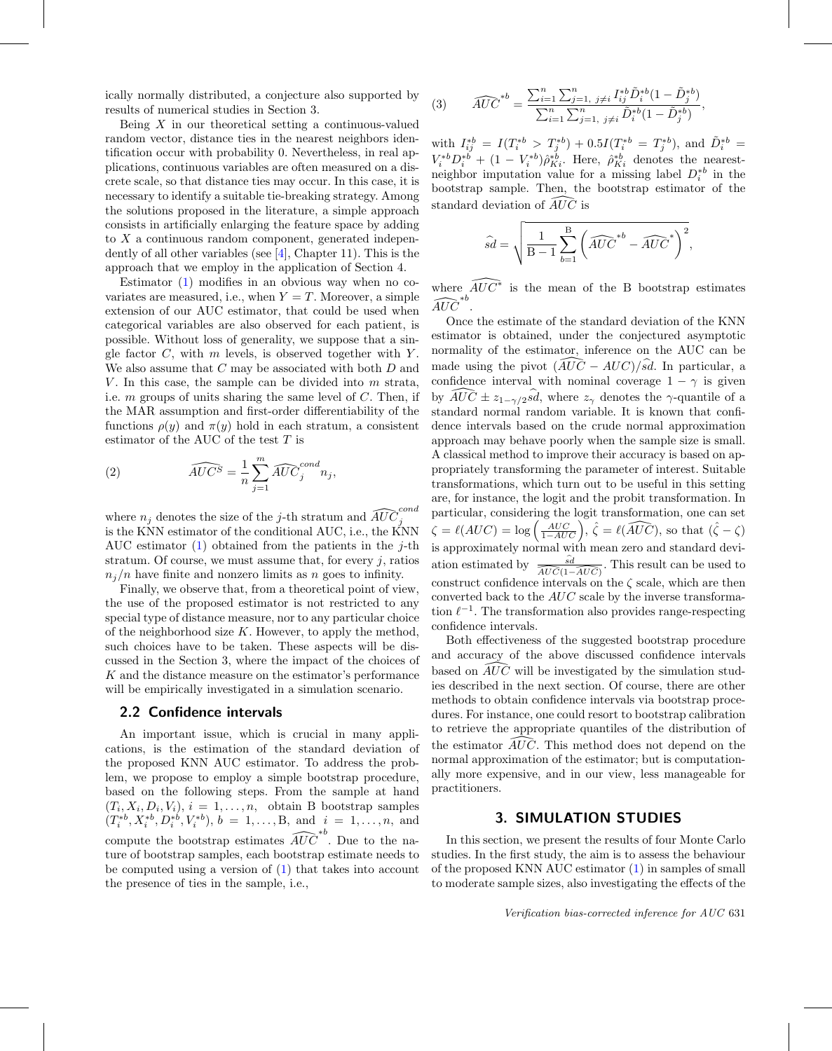ically normally distributed, a conjecture also supported by results of numerical studies in Section 3.

Being $X$ in our theoretical setting a continuous-valued random vector, distance ties in the nearest neighbors identification occur with probability 0. Nevertheless, in real applications, continuous variables are often measured on a discrete scale, so that distance ties may occur. In this case, it is necessary to identify a suitable tie-breaking strategy. Among the solutions proposed in the literature, a simple approach consists in artificially enlarging the feature space by adding to $X$ a continuous random component, generated independently of all other variables (see [4], Chapter 11). This is the approach that we employ in the application of Section 4.

Estimator (1) modifies in an obvious way when no covariates are measured, i.e., when $Y = T$. Moreover, a simple extension of our AUC estimator, that could be used when categorical variables are also observed for each patient, is possible. Without loss of generality, we suppose that a single factor $C$, with $m$ levels, is observed together with $Y$. We also assume that $C$ may be associated with both $D$ and $V$. In this case, the sample can be divided into $m$ strata, i.e. $m$ groups of units sharing the same level of $C$. Then, if the MAR assumption and first-order differentiability of the functions $\rho(y)$ and $\pi(y)$ hold in each stratum, a consistent estimator of the AUC of the test $T$ is

$$\widehat{AUC}^S = \frac{1}{n}\sum_{j=1}^{m} \widehat{AUC}_j^{cond} n_j, \tag{2}$$

where $n_j$ denotes the size of the $j$-th stratum and $\widehat{AUC}_j^{cond}$ is the KNN estimator of the conditional AUC, i.e., the KNN AUC estimator (1) obtained from the patients in the $j$-th stratum. Of course, we must assume that, for every $j$, ratios $n_j/n$ have finite and nonzero limits as $n$ goes to infinity.

Finally, we observe that, from a theoretical point of view, the use of the proposed estimator is not restricted to any special type of distance measure, nor to any particular choice of the neighborhood size $K$. However, to apply the method, such choices have to be taken. These aspects will be discussed in the Section 3, where the impact of the choices of $K$ and the distance measure on the estimator's performance will be empirically investigated in a simulation scenario.

## 2.2 Confidence intervals

An important issue, which is crucial in many applications, is the estimation of the standard deviation of the proposed KNN AUC estimator. To address the problem, we propose to employ a simple bootstrap procedure, based on the following steps. From the sample at hand $(T_i, X_i, D_i, V_i)$, $i = 1, \ldots, n$, obtain B bootstrap samples $(T_i^{*b}, X_i^{*b}, D_i^{*b}, V_i^{*b})$, $b = 1, \ldots, \mathrm{B}$, and $i = 1, \ldots, n$, and compute the bootstrap estimates $\widehat{AUC}^{*b}$. Due to the nature of bootstrap samples, each bootstrap estimate needs to be computed using a version of (1) that takes into account the presence of ties in the sample, i.e.,

$$\widehat{AUC}^{*b} = \frac{\sum_{i=1}^{n}\sum_{j=1,\ j\neq i}^{n} I_{ij}^{*b}\tilde{D}_i^{*b}(1-\tilde{D}_j^{*b})}{\sum_{i=1}^{n}\sum_{j=1,\ j\neq i}^{n} \tilde{D}_i^{*b}(1-\tilde{D}_j^{*b})}, \tag{3}$$

with $I_{ij}^{*b} = I(T_i^{*b} > T_j^{*b}) + 0.5 I(T_i^{*b} = T_j^{*b})$, and $\tilde{D}_i^{*b} = V_i^{*b}D_i^{*b} + (1 - V_i^{*b})\hat{\rho}_{Ki}^{*b}$. Here, $\hat{\rho}_{Ki}^{*b}$ denotes the nearest-neighbor imputation value for a missing label $D_i^{*b}$ in the bootstrap sample. Then, the bootstrap estimator of the standard deviation of $\widehat{AUC}$ is

$$\widehat{sd} = \sqrt{\frac{1}{\mathrm{B}-1}\sum_{b=1}^{\mathrm{B}}\left(\widehat{AUC}^{*b} - \widehat{AUC}^{*}\right)^2},$$

where $\widehat{AUC}^{*}$ is the mean of the B bootstrap estimates $\widehat{AUC}^{*b}$.

Once the estimate of the standard deviation of the KNN estimator is obtained, under the conjectured asymptotic normality of the estimator, inference on the AUC can be made using the pivot $(\widehat{AUC} - AUC)/\widehat{sd}$. In particular, a confidence interval with nominal coverage $1-\gamma$ is given by $\widehat{AUC} \pm z_{1-\gamma/2}\widehat{sd}$, where $z_\gamma$ denotes the $\gamma$-quantile of a standard normal random variable. It is known that confidence intervals based on the crude normal approximation approach may behave poorly when the sample size is small. A classical method to improve their accuracy is based on appropriately transforming the parameter of interest. Suitable transformations, which turn out to be useful in this setting are, for instance, the logit and the probit transformation. In particular, considering the logit transformation, one can set $\zeta = \ell(AUC) = \log\left(\frac{AUC}{1-AUC}\right)$, $\hat{\zeta} = \ell(\widehat{AUC})$, so that $(\hat{\zeta} - \zeta)$ is approximately normal with mean zero and standard deviation estimated by $\frac{\widehat{sd}}{\widehat{AUC}(1-\widehat{AUC})}$. This result can be used to construct confidence intervals on the $\zeta$ scale, which are then converted back to the $AUC$ scale by the inverse transformation $\ell^{-1}$. The transformation also provides range-respecting confidence intervals.

Both effectiveness of the suggested bootstrap procedure and accuracy of the above discussed confidence intervals based on $\widehat{AUC}$ will be investigated by the simulation studies described in the next section. Of course, there are other methods to obtain confidence intervals via bootstrap procedures. For instance, one could resort to bootstrap calibration to retrieve the appropriate quantiles of the distribution of the estimator $\widehat{AUC}$. This method does not depend on the normal approximation of the estimator; but is computationally more expensive, and in our view, less manageable for practitioners.

# 3. SIMULATION STUDIES

In this section, we present the results of four Monte Carlo studies. In the first study, the aim is to assess the behaviour of the proposed KNN AUC estimator (1) in samples of small to moderate sample sizes, also investigating the effects of the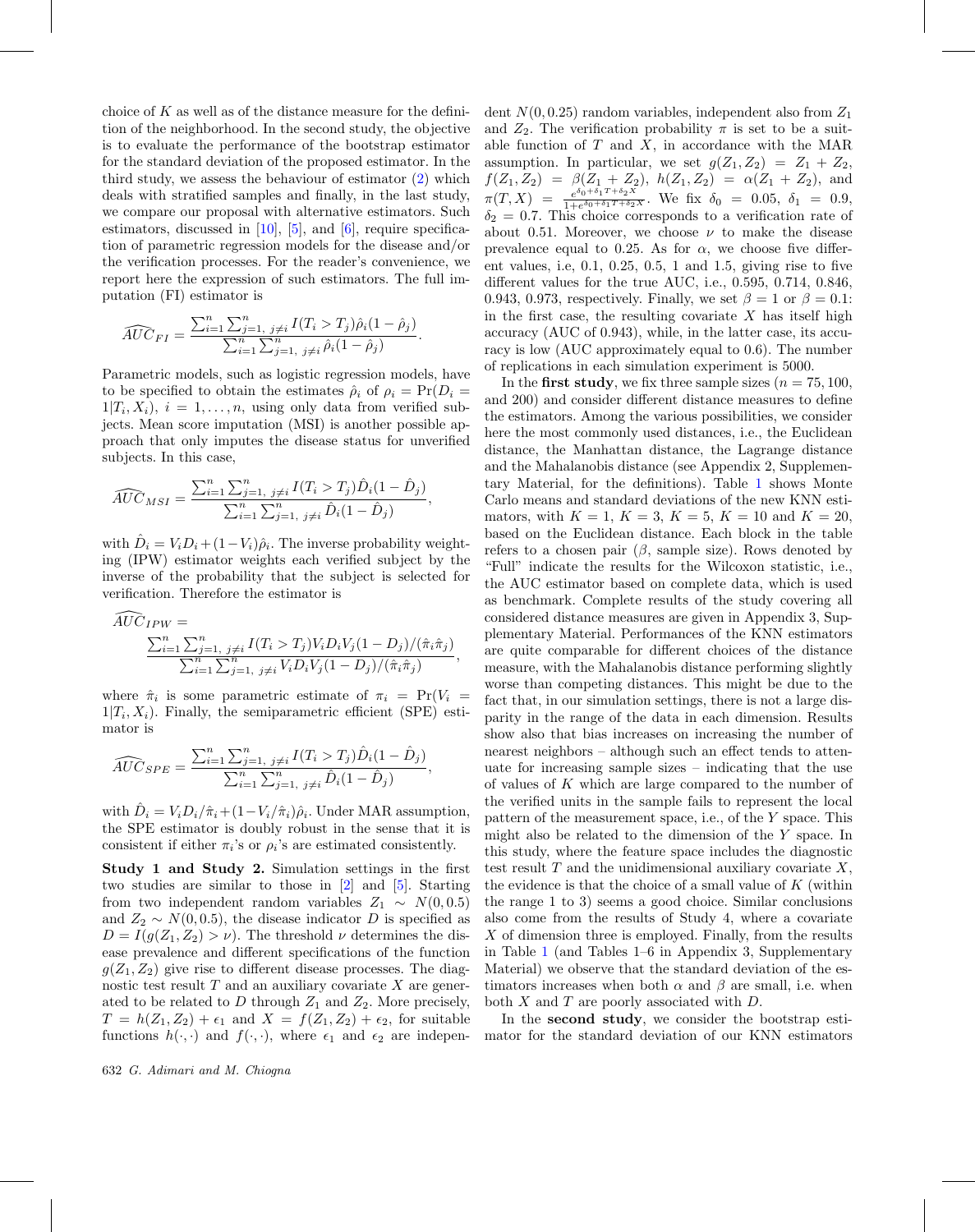choice of $K$ as well as of the distance measure for the definition of the neighborhood. In the second study, the objective is to evaluate the performance of the bootstrap estimator for the standard deviation of the proposed estimator. In the third study, we assess the behaviour of estimator (2) which deals with stratified samples and finally, in the last study, we compare our proposal with alternative estimators. Such estimators, discussed in [10], [5], and [6], require specification of parametric regression models for the disease and/or the verification processes. For the reader's convenience, we report here the expression of such estimators. The full imputation (FI) estimator is

$$\widehat{AUC}_{FI} = \frac{\sum_{i=1}^{n}\sum_{j=1,\ j\neq i}^{n} I(T_i > T_j)\hat{\rho}_i(1-\hat{\rho}_j)}{\sum_{i=1}^{n}\sum_{j=1,\ j\neq i}^{n} \hat{\rho}_i(1-\hat{\rho}_j)}.$$

Parametric models, such as logistic regression models, have to be specified to obtain the estimates $\hat{\rho}_i$ of $\rho_i = \Pr(D_i = 1|T_i, X_i)$, $i = 1, \ldots, n$, using only data from verified subjects. Mean score imputation (MSI) is another possible approach that only imputes the disease status for unverified subjects. In this case,

$$\widehat{AUC}_{MSI} = \frac{\sum_{i=1}^{n}\sum_{j=1,\ j\neq i}^{n} I(T_i > T_j)\hat{D}_i(1-\hat{D}_j)}{\sum_{i=1}^{n}\sum_{j=1,\ j\neq i}^{n} \hat{D}_i(1-\hat{D}_j)},$$

with $\hat{D}_i = V_i D_i + (1-V_i)\hat{\rho}_i$. The inverse probability weighting (IPW) estimator weights each verified subject by the inverse of the probability that the subject is selected for verification. Therefore the estimator is

$$\widehat{AUC}_{IPW} = \frac{\sum_{i=1}^{n}\sum_{j=1,\ j\neq i}^{n} I(T_i > T_j)V_i D_i V_j(1-D_j)/(\hat{\pi}_i\hat{\pi}_j)}{\sum_{i=1}^{n}\sum_{j=1,\ j\neq i}^{n} V_i D_i V_j(1-D_j)/(\hat{\pi}_i\hat{\pi}_j)},$$

where $\hat{\pi}_i$ is some parametric estimate of $\pi_i = \Pr(V_i = 1|T_i, X_i)$. Finally, the semiparametric efficient (SPE) estimator is

$$\widehat{AUC}_{SPE} = \frac{\sum_{i=1}^{n}\sum_{j=1,\ j\neq i}^{n} I(T_i > T_j)\hat{D}_i(1-\hat{D}_j)}{\sum_{i=1}^{n}\sum_{j=1,\ j\neq i}^{n} \hat{D}_i(1-\hat{D}_j)},$$

with $\hat{D}_i = V_i D_i/\hat{\pi}_i + (1-V_i/\hat{\pi}_i)\hat{\rho}_i$. Under MAR assumption, the SPE estimator is doubly robust in the sense that it is consistent if either $\pi_i$'s or $\rho_i$'s are estimated consistently.

**Study 1 and Study 2.** Simulation settings in the first two studies are similar to those in [2] and [5]. Starting from two independent random variables $Z_1 \sim N(0, 0.5)$ and $Z_2 \sim N(0, 0.5)$, the disease indicator $D$ is specified as $D = I(g(Z_1, Z_2) > \nu)$. The threshold $\nu$ determines the disease prevalence and different specifications of the function $g(Z_1, Z_2)$ give rise to different disease processes. The diagnostic test result $T$ and an auxiliary covariate $X$ are generated to be related to $D$ through $Z_1$ and $Z_2$. More precisely, $T = h(Z_1, Z_2) + \epsilon_1$ and $X = f(Z_1, Z_2) + \epsilon_2$, for suitable functions $h(\cdot,\cdot)$ and $f(\cdot,\cdot)$, where $\epsilon_1$ and $\epsilon_2$ are independent $N(0, 0.25)$ random variables, independent also from $Z_1$ and $Z_2$. The verification probability $\pi$ is set to be a suitable function of $T$ and $X$, in accordance with the MAR assumption. In particular, we set $g(Z_1, Z_2) = Z_1 + Z_2$, $f(Z_1, Z_2) = \beta(Z_1 + Z_2)$, $h(Z_1, Z_2) = \alpha(Z_1 + Z_2)$, and $\pi(T, X) = \frac{e^{\delta_0+\delta_1 T+\delta_2 X}}{1+e^{\delta_0+\delta_1 T+\delta_2 X}}$. We fix $\delta_0 = 0.05$, $\delta_1 = 0.9$, $\delta_2 = 0.7$. This choice corresponds to a verification rate of about 0.51. Moreover, we choose $\nu$ to make the disease prevalence equal to 0.25. As for $\alpha$, we choose five different values, i.e, 0.1, 0.25, 0.5, 1 and 1.5, giving rise to five different values for the true AUC, i.e., 0.595, 0.714, 0.846, 0.943, 0.973, respectively. Finally, we set $\beta = 1$ or $\beta = 0.1$: in the first case, the resulting covariate $X$ has itself high accuracy (AUC of 0.943), while, in the latter case, its accuracy is low (AUC approximately equal to 0.6). The number of replications in each simulation experiment is 5000.

In the **first study**, we fix three sample sizes ($n = 75, 100$, and 200) and consider different distance measures to define the estimators. Among the various possibilities, we consider here the most commonly used distances, i.e., the Euclidean distance, the Manhattan distance, the Lagrange distance and the Mahalanobis distance (see Appendix 2, Supplementary Material, for the definitions). Table 1 shows Monte Carlo means and standard deviations of the new KNN estimators, with $K = 1$, $K = 3$, $K = 5$, $K = 10$ and $K = 20$, based on the Euclidean distance. Each block in the table refers to a chosen pair ($\beta$, sample size). Rows denoted by "Full" indicate the results for the Wilcoxon statistic, i.e., the AUC estimator based on complete data, which is used as benchmark. Complete results of the study covering all considered distance measures are given in Appendix 3, Supplementary Material. Performances of the KNN estimators are quite comparable for different choices of the distance measure, with the Mahalanobis distance performing slightly worse than competing distances. This might be due to the fact that, in our simulation settings, there is not a large disparity in the range of the data in each dimension. Results show also that bias increases on increasing the number of nearest neighbors – although such an effect tends to attenuate for increasing sample sizes – indicating that the use of values of $K$ which are large compared to the number of the verified units in the sample fails to represent the local pattern of the measurement space, i.e., of the $Y$ space. This might also be related to the dimension of the $Y$ space. In this study, where the feature space includes the diagnostic test result $T$ and the unidimensional auxiliary covariate $X$, the evidence is that the choice of a small value of $K$ (within the range 1 to 3) seems a good choice. Similar conclusions also come from the results of Study 4, where a covariate $X$ of dimension three is employed. Finally, from the results in Table 1 (and Tables 1–6 in Appendix 3, Supplementary Material) we observe that the standard deviation of the estimators increases when both $\alpha$ and $\beta$ are small, i.e. when both $X$ and $T$ are poorly associated with $D$.

In the **second study**, we consider the bootstrap estimator for the standard deviation of our KNN estimators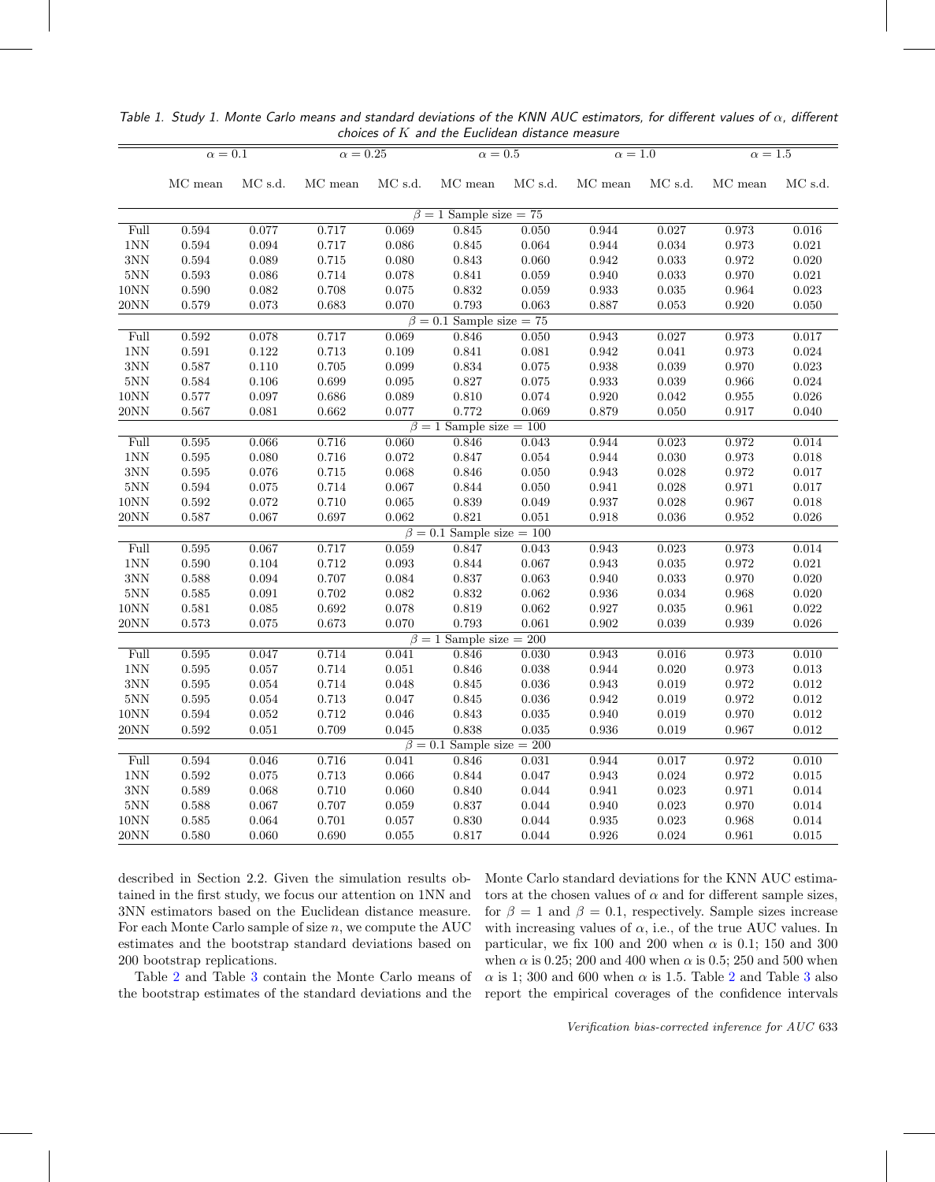Table 1. Study 1. Monte Carlo means and standard deviations of the KNN AUC estimators, for different values of $\alpha$, different choices of $K$ and the Euclidean distance measure

| | $\alpha = 0.1$ | | $\alpha = 0.25$ | | $\alpha = 0.5$ | | $\alpha = 1.0$ | | $\alpha = 1.5$ | |
|---|---|---|---|---|---|---|---|---|---|---|
| | MC mean | MC s.d. | MC mean | MC s.d. | MC mean | MC s.d. | MC mean | MC s.d. | MC mean | MC s.d. |
| | | | | | $\beta = 1$ Sample size = 75 | | | | | |
| Full | 0.594 | 0.077 | 0.717 | 0.069 | 0.845 | 0.050 | 0.944 | 0.027 | 0.973 | 0.016 |
| 1NN | 0.594 | 0.094 | 0.717 | 0.086 | 0.845 | 0.064 | 0.944 | 0.034 | 0.973 | 0.021 |
| 3NN | 0.594 | 0.089 | 0.715 | 0.080 | 0.843 | 0.060 | 0.942 | 0.033 | 0.972 | 0.020 |
| 5NN | 0.593 | 0.086 | 0.714 | 0.078 | 0.841 | 0.059 | 0.940 | 0.033 | 0.970 | 0.021 |
| 10NN | 0.590 | 0.082 | 0.708 | 0.075 | 0.832 | 0.059 | 0.933 | 0.035 | 0.964 | 0.023 |
| 20NN | 0.579 | 0.073 | 0.683 | 0.070 | 0.793 | 0.063 | 0.887 | 0.053 | 0.920 | 0.050 |
| | | | | | $\beta = 0.1$ Sample size = 75 | | | | | |
| Full | 0.592 | 0.078 | 0.717 | 0.069 | 0.846 | 0.050 | 0.943 | 0.027 | 0.973 | 0.017 |
| 1NN | 0.591 | 0.122 | 0.713 | 0.109 | 0.841 | 0.081 | 0.942 | 0.041 | 0.973 | 0.024 |
| 3NN | 0.587 | 0.110 | 0.705 | 0.099 | 0.834 | 0.075 | 0.938 | 0.039 | 0.970 | 0.023 |
| 5NN | 0.584 | 0.106 | 0.699 | 0.095 | 0.827 | 0.075 | 0.933 | 0.039 | 0.966 | 0.024 |
| 10NN | 0.577 | 0.097 | 0.686 | 0.089 | 0.810 | 0.074 | 0.920 | 0.042 | 0.955 | 0.026 |
| 20NN | 0.567 | 0.081 | 0.662 | 0.077 | 0.772 | 0.069 | 0.879 | 0.050 | 0.917 | 0.040 |
| | | | | | $\beta = 1$ Sample size = 100 | | | | | |
| Full | 0.595 | 0.066 | 0.716 | 0.060 | 0.846 | 0.043 | 0.944 | 0.023 | 0.972 | 0.014 |
| 1NN | 0.595 | 0.080 | 0.716 | 0.072 | 0.847 | 0.054 | 0.944 | 0.030 | 0.973 | 0.018 |
| 3NN | 0.595 | 0.076 | 0.715 | 0.068 | 0.846 | 0.050 | 0.943 | 0.028 | 0.972 | 0.017 |
| 5NN | 0.594 | 0.075 | 0.714 | 0.067 | 0.844 | 0.050 | 0.941 | 0.028 | 0.971 | 0.017 |
| 10NN | 0.592 | 0.072 | 0.710 | 0.065 | 0.839 | 0.049 | 0.937 | 0.028 | 0.967 | 0.018 |
| 20NN | 0.587 | 0.067 | 0.697 | 0.062 | 0.821 | 0.051 | 0.918 | 0.036 | 0.952 | 0.026 |
| | | | | | $\beta = 0.1$ Sample size = 100 | | | | | |
| Full | 0.595 | 0.067 | 0.717 | 0.059 | 0.847 | 0.043 | 0.943 | 0.023 | 0.973 | 0.014 |
| 1NN | 0.590 | 0.104 | 0.712 | 0.093 | 0.844 | 0.067 | 0.943 | 0.035 | 0.972 | 0.021 |
| 3NN | 0.588 | 0.094 | 0.707 | 0.084 | 0.837 | 0.063 | 0.940 | 0.033 | 0.970 | 0.020 |
| 5NN | 0.585 | 0.091 | 0.702 | 0.082 | 0.832 | 0.062 | 0.936 | 0.034 | 0.968 | 0.020 |
| 10NN | 0.581 | 0.085 | 0.692 | 0.078 | 0.819 | 0.062 | 0.927 | 0.035 | 0.961 | 0.022 |
| 20NN | 0.573 | 0.075 | 0.673 | 0.070 | 0.793 | 0.061 | 0.902 | 0.039 | 0.939 | 0.026 |
| | | | | | $\beta = 1$ Sample size = 200 | | | | | |
| Full | 0.595 | 0.047 | 0.714 | 0.041 | 0.846 | 0.030 | 0.943 | 0.016 | 0.973 | 0.010 |
| 1NN | 0.595 | 0.057 | 0.714 | 0.051 | 0.846 | 0.038 | 0.944 | 0.020 | 0.973 | 0.013 |
| 3NN | 0.595 | 0.054 | 0.714 | 0.048 | 0.845 | 0.036 | 0.943 | 0.019 | 0.972 | 0.012 |
| 5NN | 0.595 | 0.054 | 0.713 | 0.047 | 0.845 | 0.036 | 0.942 | 0.019 | 0.972 | 0.012 |
| 10NN | 0.594 | 0.052 | 0.712 | 0.046 | 0.843 | 0.035 | 0.940 | 0.019 | 0.970 | 0.012 |
| 20NN | 0.592 | 0.051 | 0.709 | 0.045 | 0.838 | 0.035 | 0.936 | 0.019 | 0.967 | 0.012 |
| | | | | | $\beta = 0.1$ Sample size = 200 | | | | | |
| Full | 0.594 | 0.046 | 0.716 | 0.041 | 0.846 | 0.031 | 0.944 | 0.017 | 0.972 | 0.010 |
| 1NN | 0.592 | 0.075 | 0.713 | 0.066 | 0.844 | 0.047 | 0.943 | 0.024 | 0.972 | 0.015 |
| 3NN | 0.589 | 0.068 | 0.710 | 0.060 | 0.840 | 0.044 | 0.941 | 0.023 | 0.971 | 0.014 |
| 5NN | 0.588 | 0.067 | 0.707 | 0.059 | 0.837 | 0.044 | 0.940 | 0.023 | 0.970 | 0.014 |
| 10NN | 0.585 | 0.064 | 0.701 | 0.057 | 0.830 | 0.044 | 0.935 | 0.023 | 0.968 | 0.014 |
| 20NN | 0.580 | 0.060 | 0.690 | 0.055 | 0.817 | 0.044 | 0.926 | 0.024 | 0.961 | 0.015 |

described in Section 2.2. Given the simulation results obtained in the first study, we focus our attention on 1NN and 3NN estimators based on the Euclidean distance measure. For each Monte Carlo sample of size $n$, we compute the AUC estimates and the bootstrap standard deviations based on 200 bootstrap replications.

Table 2 and Table 3 contain the Monte Carlo means of the bootstrap estimates of the standard deviations and the Monte Carlo standard deviations for the KNN AUC estimators at the chosen values of $\alpha$ and for different sample sizes, for $\beta = 1$ and $\beta = 0.1$, respectively. Sample sizes increase with increasing values of $\alpha$, i.e., of the true AUC values. In particular, we fix 100 and 200 when $\alpha$ is 0.1; 150 and 300 when $\alpha$ is 0.25; 200 and 400 when $\alpha$ is 0.5; 250 and 500 when $\alpha$ is 1; 300 and 600 when $\alpha$ is 1.5. Table 2 and Table 3 also report the empirical coverages of the confidence intervals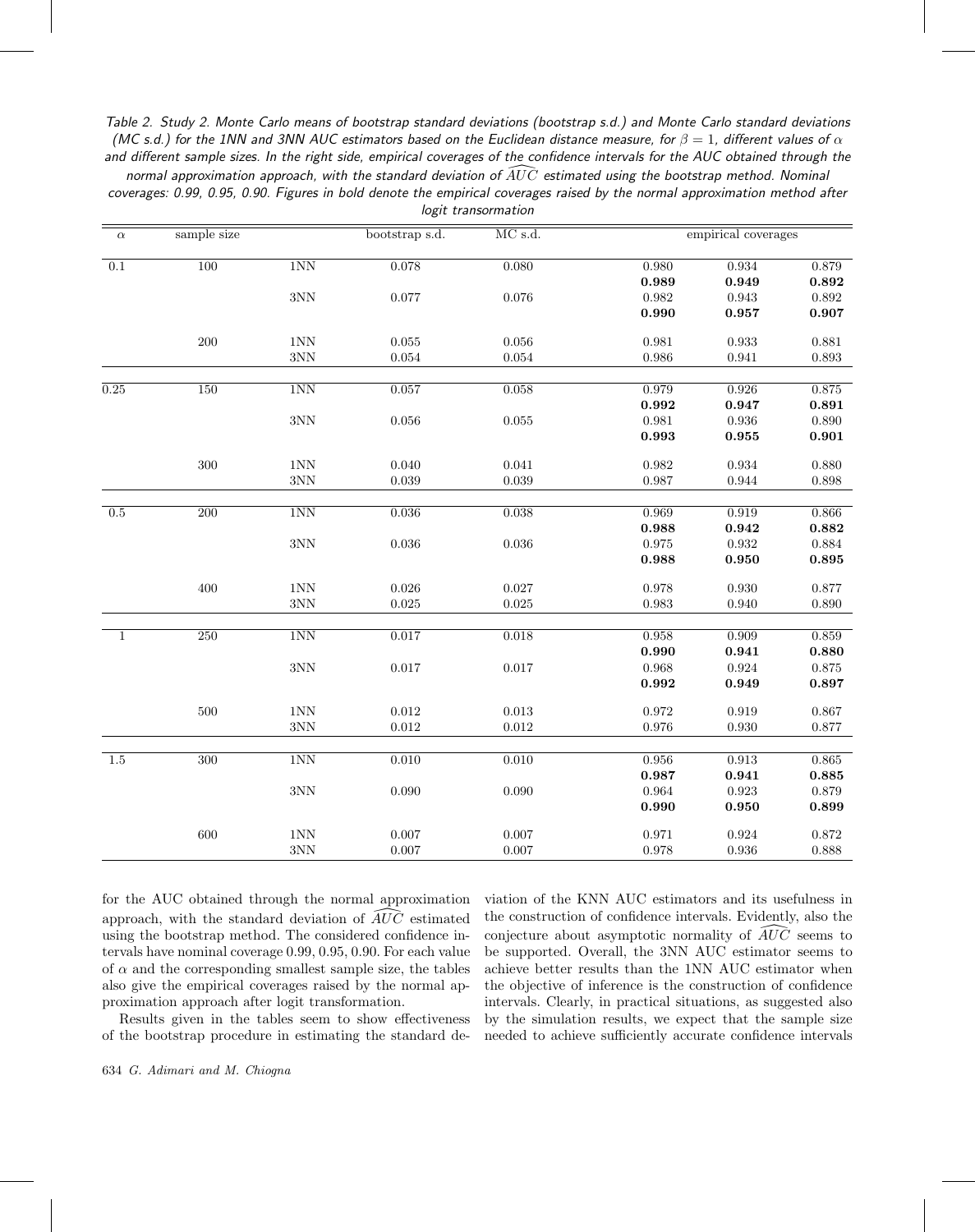Table 2. Study 2. Monte Carlo means of bootstrap standard deviations (bootstrap s.d.) and Monte Carlo standard deviations (MC s.d.) for the 1NN and 3NN AUC estimators based on the Euclidean distance measure, for $\beta = 1$, different values of $\alpha$ and different sample sizes. In the right side, empirical coverages of the confidence intervals for the AUC obtained through the normal approximation approach, with the standard deviation of $\widehat{AUC}$ estimated using the bootstrap method. Nominal coverages: 0.99, 0.95, 0.90. Figures in bold denote the empirical coverages raised by the normal approximation method after logit transormation

| $\alpha$ | sample size | | bootstrap s.d. | MC s.d. | empirical coverages | | |
|---|---|---|---|---|---|---|---|
| 0.1 | 100 | 1NN | 0.078 | 0.080 | 0.980 | 0.934 | 0.879 |
| | | | | | **0.989** | **0.949** | **0.892** |
| | | 3NN | 0.077 | 0.076 | 0.982 | 0.943 | 0.892 |
| | | | | | **0.990** | **0.957** | **0.907** |
| | 200 | 1NN | 0.055 | 0.056 | 0.981 | 0.933 | 0.881 |
| | | 3NN | 0.054 | 0.054 | 0.986 | 0.941 | 0.893 |
| 0.25 | 150 | 1NN | 0.057 | 0.058 | 0.979 | 0.926 | 0.875 |
| | | | | | **0.992** | **0.947** | **0.891** |
| | | 3NN | 0.056 | 0.055 | 0.981 | 0.936 | 0.890 |
| | | | | | **0.993** | **0.955** | **0.901** |
| | 300 | 1NN | 0.040 | 0.041 | 0.982 | 0.934 | 0.880 |
| | | 3NN | 0.039 | 0.039 | 0.987 | 0.944 | 0.898 |
| 0.5 | 200 | 1NN | 0.036 | 0.038 | 0.969 | 0.919 | 0.866 |
| | | | | | **0.988** | **0.942** | **0.882** |
| | | 3NN | 0.036 | 0.036 | 0.975 | 0.932 | 0.884 |
| | | | | | **0.988** | **0.950** | **0.895** |
| | 400 | 1NN | 0.026 | 0.027 | 0.978 | 0.930 | 0.877 |
| | | 3NN | 0.025 | 0.025 | 0.983 | 0.940 | 0.890 |
| 1 | 250 | 1NN | 0.017 | 0.018 | 0.958 | 0.909 | 0.859 |
| | | | | | **0.990** | **0.941** | **0.880** |
| | | 3NN | 0.017 | 0.017 | 0.968 | 0.924 | 0.875 |
| | | | | | **0.992** | **0.949** | **0.897** |
| | 500 | 1NN | 0.012 | 0.013 | 0.972 | 0.919 | 0.867 |
| | | 3NN | 0.012 | 0.012 | 0.976 | 0.930 | 0.877 |
| 1.5 | 300 | 1NN | 0.010 | 0.010 | 0.956 | 0.913 | 0.865 |
| | | | | | **0.987** | **0.941** | **0.885** |
| | | 3NN | 0.090 | 0.090 | 0.964 | 0.923 | 0.879 |
| | | | | | **0.990** | **0.950** | **0.899** |
| | 600 | 1NN | 0.007 | 0.007 | 0.971 | 0.924 | 0.872 |
| | | 3NN | 0.007 | 0.007 | 0.978 | 0.936 | 0.888 |

for the AUC obtained through the normal approximation approach, with the standard deviation of $\widehat{AUC}$ estimated using the bootstrap method. The considered confidence intervals have nominal coverage 0.99, 0.95, 0.90. For each value of $\alpha$ and the corresponding smallest sample size, the tables also give the empirical coverages raised by the normal approximation approach after logit transformation.

Results given in the tables seem to show effectiveness of the bootstrap procedure in estimating the standard deviation of the KNN AUC estimators and its usefulness in the construction of confidence intervals. Evidently, also the conjecture about asymptotic normality of $\widehat{AUC}$ seems to be supported. Overall, the 3NN AUC estimator seems to achieve better results than the 1NN AUC estimator when the objective of inference is the construction of confidence intervals. Clearly, in practical situations, as suggested also by the simulation results, we expect that the sample size needed to achieve sufficiently accurate confidence intervals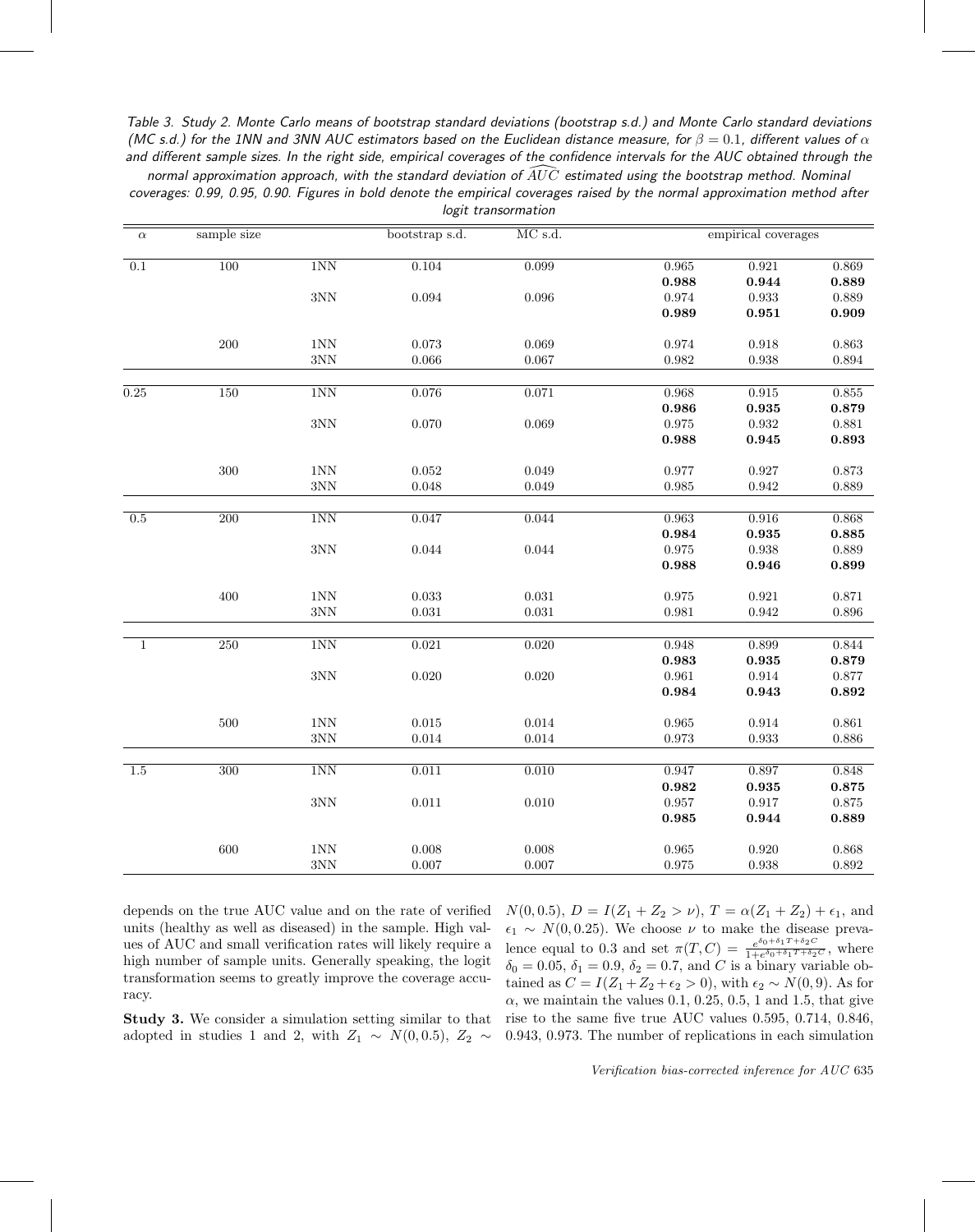*Table 3. Study 2. Monte Carlo means of bootstrap standard deviations (bootstrap s.d.) and Monte Carlo standard deviations (MC s.d.) for the 1NN and 3NN AUC estimators based on the Euclidean distance measure, for $\beta = 0.1$, different values of $\alpha$ and different sample sizes. In the right side, empirical coverages of the confidence intervals for the AUC obtained through the normal approximation approach, with the standard deviation of $\widehat{AUC}$ estimated using the bootstrap method. Nominal coverages: 0.99, 0.95, 0.90. Figures in bold denote the empirical coverages raised by the normal approximation method after logit transormation*

| $\alpha$ | sample size | | bootstrap s.d. | MC s.d. | empirical coverages | | |
|---|---|---|---|---|---|---|---|
| 0.1 | 100 | 1NN | 0.104 | 0.099 | 0.965 | 0.921 | 0.869 |
| | | | | | **0.988** | **0.944** | **0.889** |
| | | 3NN | 0.094 | 0.096 | 0.974 | 0.933 | 0.889 |
| | | | | | **0.989** | **0.951** | **0.909** |
| | 200 | 1NN | 0.073 | 0.069 | 0.974 | 0.918 | 0.863 |
| | | 3NN | 0.066 | 0.067 | 0.982 | 0.938 | 0.894 |
| 0.25 | 150 | 1NN | 0.076 | 0.071 | 0.968 | 0.915 | 0.855 |
| | | | | | **0.986** | **0.935** | **0.879** |
| | | 3NN | 0.070 | 0.069 | 0.975 | 0.932 | 0.881 |
| | | | | | **0.988** | **0.945** | **0.893** |
| | 300 | 1NN | 0.052 | 0.049 | 0.977 | 0.927 | 0.873 |
| | | 3NN | 0.048 | 0.049 | 0.985 | 0.942 | 0.889 |
| 0.5 | 200 | 1NN | 0.047 | 0.044 | 0.963 | 0.916 | 0.868 |
| | | | | | **0.984** | **0.935** | **0.885** |
| | | 3NN | 0.044 | 0.044 | 0.975 | 0.938 | 0.889 |
| | | | | | **0.988** | **0.946** | **0.899** |
| | 400 | 1NN | 0.033 | 0.031 | 0.975 | 0.921 | 0.871 |
| | | 3NN | 0.031 | 0.031 | 0.981 | 0.942 | 0.896 |
| 1 | 250 | 1NN | 0.021 | 0.020 | 0.948 | 0.899 | 0.844 |
| | | | | | **0.983** | **0.935** | **0.879** |
| | | 3NN | 0.020 | 0.020 | 0.961 | 0.914 | 0.877 |
| | | | | | **0.984** | **0.943** | **0.892** |
| | 500 | 1NN | 0.015 | 0.014 | 0.965 | 0.914 | 0.861 |
| | | 3NN | 0.014 | 0.014 | 0.973 | 0.933 | 0.886 |
| 1.5 | 300 | 1NN | 0.011 | 0.010 | 0.947 | 0.897 | 0.848 |
| | | | | | **0.982** | **0.935** | **0.875** |
| | | 3NN | 0.011 | 0.010 | 0.957 | 0.917 | 0.875 |
| | | | | | **0.985** | **0.944** | **0.889** |
| | 600 | 1NN | 0.008 | 0.008 | 0.965 | 0.920 | 0.868 |
| | | 3NN | 0.007 | 0.007 | 0.975 | 0.938 | 0.892 |

depends on the true AUC value and on the rate of verified units (healthy as well as diseased) in the sample. High values of AUC and small verification rates will likely require a high number of sample units. Generally speaking, the logit transformation seems to greatly improve the coverage accuracy.

**Study 3.** We consider a simulation setting similar to that adopted in studies 1 and 2, with $Z_1 \sim N(0, 0.5)$, $Z_2 \sim N(0, 0.5)$, $D = I(Z_1 + Z_2 > \nu)$, $T = \alpha(Z_1 + Z_2) + \epsilon_1$, and $\epsilon_1 \sim N(0, 0.25)$. We choose $\nu$ to make the disease prevalence equal to 0.3 and set $\pi(T, C) = \frac{e^{\delta_0 + \delta_1 T + \delta_2 C}}{1 + e^{\delta_0 + \delta_1 T + \delta_2 C}}$, where $\delta_0 = 0.05$, $\delta_1 = 0.9$, $\delta_2 = 0.7$, and $C$ is a binary variable obtained as $C = I(Z_1 + Z_2 + \epsilon_2 > 0)$, with $\epsilon_2 \sim N(0, 9)$. As for $\alpha$, we maintain the values 0.1, 0.25, 0.5, 1 and 1.5, that give rise to the same five true AUC values 0.595, 0.714, 0.846, 0.943, 0.973. The number of replications in each simulation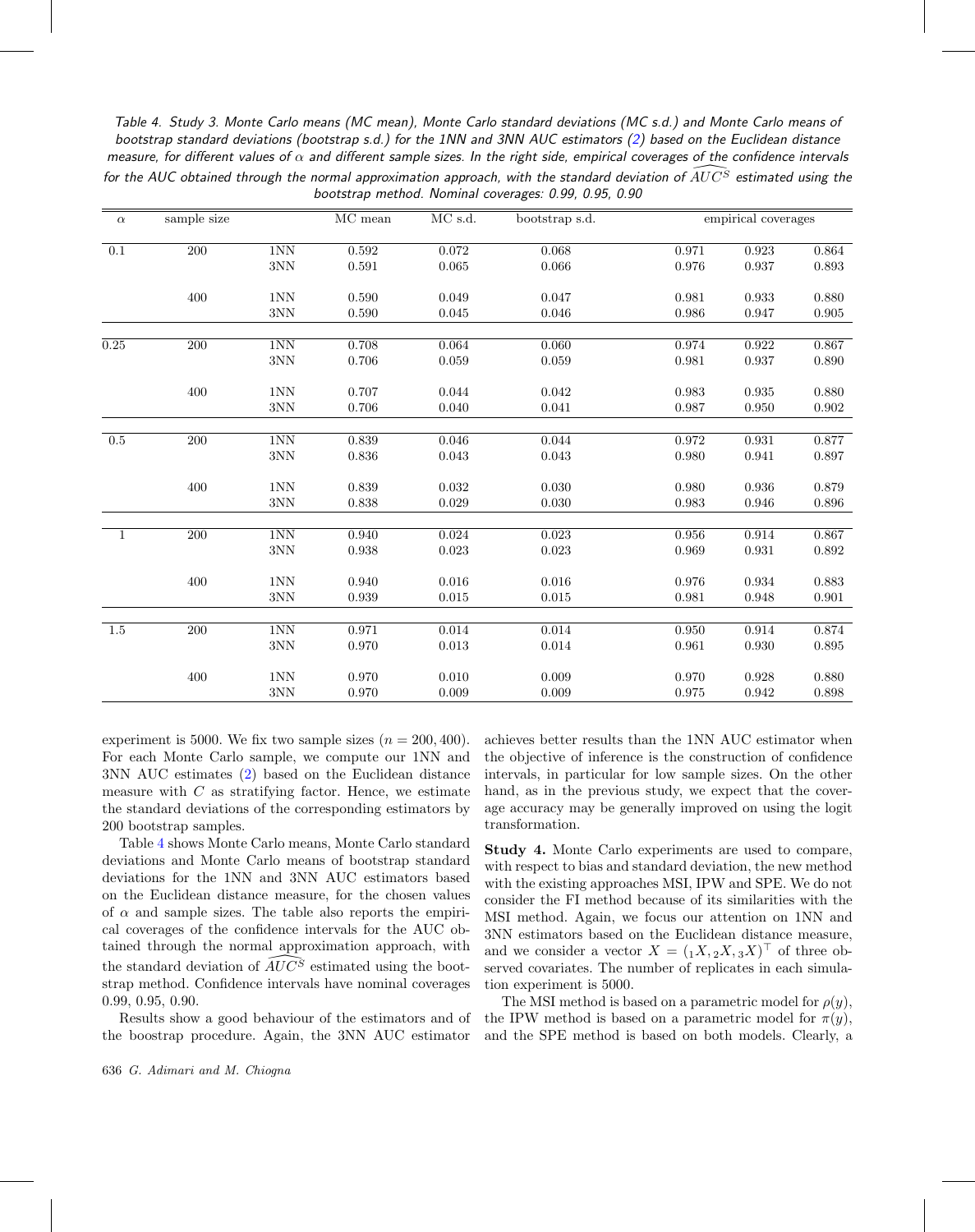Table 4. Study 3. Monte Carlo means (MC mean), Monte Carlo standard deviations (MC s.d.) and Monte Carlo means of bootstrap standard deviations (bootstrap s.d.) for the 1NN and 3NN AUC estimators (2) based on the Euclidean distance measure, for different values of $\alpha$ and different sample sizes. In the right side, empirical coverages of the confidence intervals for the AUC obtained through the normal approximation approach, with the standard deviation of $\widehat{AUC}^S$ estimated using the bootstrap method. Nominal coverages: 0.99, 0.95, 0.90

| $\alpha$ | sample size | | MC mean | MC s.d. | bootstrap s.d. | empirical coverages | | |
|---|---|---|---|---|---|---|---|---|
| 0.1 | 200 | 1NN | 0.592 | 0.072 | 0.068 | 0.971 | 0.923 | 0.864 |
| | | 3NN | 0.591 | 0.065 | 0.066 | 0.976 | 0.937 | 0.893 |
| | 400 | 1NN | 0.590 | 0.049 | 0.047 | 0.981 | 0.933 | 0.880 |
| | | 3NN | 0.590 | 0.045 | 0.046 | 0.986 | 0.947 | 0.905 |
| 0.25 | 200 | 1NN | 0.708 | 0.064 | 0.060 | 0.974 | 0.922 | 0.867 |
| | | 3NN | 0.706 | 0.059 | 0.059 | 0.981 | 0.937 | 0.890 |
| | 400 | 1NN | 0.707 | 0.044 | 0.042 | 0.983 | 0.935 | 0.880 |
| | | 3NN | 0.706 | 0.040 | 0.041 | 0.987 | 0.950 | 0.902 |
| 0.5 | 200 | 1NN | 0.839 | 0.046 | 0.044 | 0.972 | 0.931 | 0.877 |
| | | 3NN | 0.836 | 0.043 | 0.043 | 0.980 | 0.941 | 0.897 |
| | 400 | 1NN | 0.839 | 0.032 | 0.030 | 0.980 | 0.936 | 0.879 |
| | | 3NN | 0.838 | 0.029 | 0.030 | 0.983 | 0.946 | 0.896 |
| 1 | 200 | 1NN | 0.940 | 0.024 | 0.023 | 0.956 | 0.914 | 0.867 |
| | | 3NN | 0.938 | 0.023 | 0.023 | 0.969 | 0.931 | 0.892 |
| | 400 | 1NN | 0.940 | 0.016 | 0.016 | 0.976 | 0.934 | 0.883 |
| | | 3NN | 0.939 | 0.015 | 0.015 | 0.981 | 0.948 | 0.901 |
| 1.5 | 200 | 1NN | 0.971 | 0.014 | 0.014 | 0.950 | 0.914 | 0.874 |
| | | 3NN | 0.970 | 0.013 | 0.014 | 0.961 | 0.930 | 0.895 |
| | 400 | 1NN | 0.970 | 0.010 | 0.009 | 0.970 | 0.928 | 0.880 |
| | | 3NN | 0.970 | 0.009 | 0.009 | 0.975 | 0.942 | 0.898 |

experiment is 5000. We fix two sample sizes ($n = 200, 400$). For each Monte Carlo sample, we compute our 1NN and 3NN AUC estimates (2) based on the Euclidean distance measure with $C$ as stratifying factor. Hence, we estimate the standard deviations of the corresponding estimators by 200 bootstrap samples.

Table 4 shows Monte Carlo means, Monte Carlo standard deviations and Monte Carlo means of bootstrap standard deviations for the 1NN and 3NN AUC estimators based on the Euclidean distance measure, for the chosen values of $\alpha$ and sample sizes. The table also reports the empirical coverages of the confidence intervals for the AUC obtained through the normal approximation approach, with the standard deviation of $\widehat{AUC}^S$ estimated using the bootstrap method. Confidence intervals have nominal coverages 0.99, 0.95, 0.90.

Results show a good behaviour of the estimators and of the boostrap procedure. Again, the 3NN AUC estimator achieves better results than the 1NN AUC estimator when the objective of inference is the construction of confidence intervals, in particular for low sample sizes. On the other hand, as in the previous study, we expect that the coverage accuracy may be generally improved on using the logit transformation.

**Study 4.** Monte Carlo experiments are used to compare, with respect to bias and standard deviation, the new method with the existing approaches MSI, IPW and SPE. We do not consider the FI method because of its similarities with the MSI method. Again, we focus our attention on 1NN and 3NN estimators based on the Euclidean distance measure, and we consider a vector $X = ({}_1X, {}_2X, {}_3X)^\top$ of three observed covariates. The number of replicates in each simulation experiment is 5000.

The MSI method is based on a parametric model for $\rho(y)$, the IPW method is based on a parametric model for $\pi(y)$, and the SPE method is based on both models. Clearly, a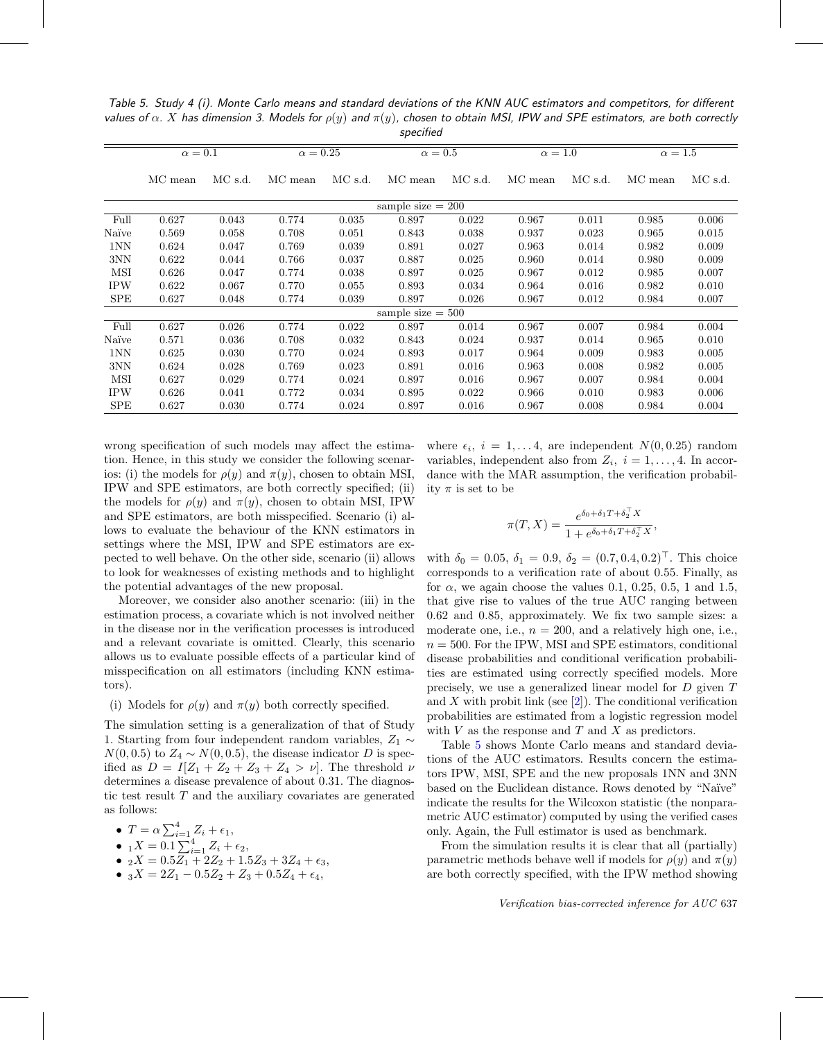*Table 5. Study 4 (i). Monte Carlo means and standard deviations of the KNN AUC estimators and competitors, for different values of $\alpha$. X has dimension 3. Models for $\rho(y)$ and $\pi(y)$, chosen to obtain MSI, IPW and SPE estimators, are both correctly specified*

| | $\alpha = 0.1$ | | $\alpha = 0.25$ | | $\alpha = 0.5$ | | $\alpha = 1.0$ | | $\alpha = 1.5$ | |
|---|---|---|---|---|---|---|---|---|---|---|
| | MC mean | MC s.d. | MC mean | MC s.d. | MC mean | MC s.d. | MC mean | MC s.d. | MC mean | MC s.d. |
| | | | | | sample size = 200 | | | | | |
| Full | 0.627 | 0.043 | 0.774 | 0.035 | 0.897 | 0.022 | 0.967 | 0.011 | 0.985 | 0.006 |
| Naïve | 0.569 | 0.058 | 0.708 | 0.051 | 0.843 | 0.038 | 0.937 | 0.023 | 0.965 | 0.015 |
| 1NN | 0.624 | 0.047 | 0.769 | 0.039 | 0.891 | 0.027 | 0.963 | 0.014 | 0.982 | 0.009 |
| 3NN | 0.622 | 0.044 | 0.766 | 0.037 | 0.887 | 0.025 | 0.960 | 0.014 | 0.980 | 0.009 |
| MSI | 0.626 | 0.047 | 0.774 | 0.038 | 0.897 | 0.025 | 0.967 | 0.012 | 0.985 | 0.007 |
| IPW | 0.622 | 0.067 | 0.770 | 0.055 | 0.893 | 0.034 | 0.964 | 0.016 | 0.982 | 0.010 |
| SPE | 0.627 | 0.048 | 0.774 | 0.039 | 0.897 | 0.026 | 0.967 | 0.012 | 0.984 | 0.007 |
| | | | | | sample size = 500 | | | | | |
| Full | 0.627 | 0.026 | 0.774 | 0.022 | 0.897 | 0.014 | 0.967 | 0.007 | 0.984 | 0.004 |
| Naïve | 0.571 | 0.036 | 0.708 | 0.032 | 0.843 | 0.024 | 0.937 | 0.014 | 0.965 | 0.010 |
| 1NN | 0.625 | 0.030 | 0.770 | 0.024 | 0.893 | 0.017 | 0.964 | 0.009 | 0.983 | 0.005 |
| 3NN | 0.624 | 0.028 | 0.769 | 0.023 | 0.891 | 0.016 | 0.963 | 0.008 | 0.982 | 0.005 |
| MSI | 0.627 | 0.029 | 0.774 | 0.024 | 0.897 | 0.016 | 0.967 | 0.007 | 0.984 | 0.004 |
| IPW | 0.626 | 0.041 | 0.772 | 0.034 | 0.895 | 0.022 | 0.966 | 0.010 | 0.983 | 0.006 |
| SPE | 0.627 | 0.030 | 0.774 | 0.024 | 0.897 | 0.016 | 0.967 | 0.008 | 0.984 | 0.004 |

wrong specification of such models may affect the estimation. Hence, in this study we consider the following scenarios: (i) the models for $\rho(y)$ and $\pi(y)$, chosen to obtain MSI, IPW and SPE estimators, are both correctly specified; (ii) the models for $\rho(y)$ and $\pi(y)$, chosen to obtain MSI, IPW and SPE estimators, are both misspecified. Scenario (i) allows to evaluate the behaviour of the KNN estimators in settings where the MSI, IPW and SPE estimators are expected to well behave. On the other side, scenario (ii) allows to look for weaknesses of existing methods and to highlight the potential advantages of the new proposal.

Moreover, we consider also another scenario: (iii) in the estimation process, a covariate which is not involved neither in the disease nor in the verification processes is introduced and a relevant covariate is omitted. Clearly, this scenario allows us to evaluate possible effects of a particular kind of misspecification on all estimators (including KNN estimators).

(i) Models for $\rho(y)$ and $\pi(y)$ both correctly specified.

The simulation setting is a generalization of that of Study 1. Starting from four independent random variables, $Z_1 \sim N(0, 0.5)$ to $Z_4 \sim N(0, 0.5)$, the disease indicator $D$ is specified as $D = I[Z_1 + Z_2 + Z_3 + Z_4 > \nu]$. The threshold $\nu$ determines a disease prevalence of about 0.31. The diagnostic test result $T$ and the auxiliary covariates are generated as follows:

- $T = \alpha \sum_{i=1}^{4} Z_i + \epsilon_1$,
- ${}_1X = 0.1 \sum_{i=1}^{4} Z_i + \epsilon_2$,
- ${}_2X = 0.5Z_1 + 2Z_2 + 1.5Z_3 + 3Z_4 + \epsilon_3$,
- ${}_3X = 2Z_1 - 0.5Z_2 + Z_3 + 0.5Z_4 + \epsilon_4$,

where $\epsilon_i$, $i = 1, \dots 4$, are independent $N(0, 0.25)$ random variables, independent also from $Z_i$, $i = 1, \dots, 4$. In accordance with the MAR assumption, the verification probability $\pi$ is set to be

$$\pi(T, X) = \frac{e^{\delta_0 + \delta_1 T + \delta_2^\top X}}{1 + e^{\delta_0 + \delta_1 T + \delta_2^\top X}},$$

with $\delta_0 = 0.05$, $\delta_1 = 0.9$, $\delta_2 = (0.7, 0.4, 0.2)^\top$. This choice corresponds to a verification rate of about 0.55. Finally, as for $\alpha$, we again choose the values 0.1, 0.25, 0.5, 1 and 1.5, that give rise to values of the true AUC ranging between 0.62 and 0.85, approximately. We fix two sample sizes: a moderate one, i.e., $n = 200$, and a relatively high one, i.e., $n = 500$. For the IPW, MSI and SPE estimators, conditional disease probabilities and conditional verification probabilities are estimated using correctly specified models. More precisely, we use a generalized linear model for $D$ given $T$ and $X$ with probit link (see [2]). The conditional verification probabilities are estimated from a logistic regression model with $V$ as the response and $T$ and $X$ as predictors.

Table 5 shows Monte Carlo means and standard deviations of the AUC estimators. Results concern the estimators IPW, MSI, SPE and the new proposals 1NN and 3NN based on the Euclidean distance. Rows denoted by "Naïve" indicate the results for the Wilcoxon statistic (the nonparametric AUC estimator) computed by using the verified cases only. Again, the Full estimator is used as benchmark.

From the simulation results it is clear that all (partially) parametric methods behave well if models for $\rho(y)$ and $\pi(y)$ are both correctly specified, with the IPW method showing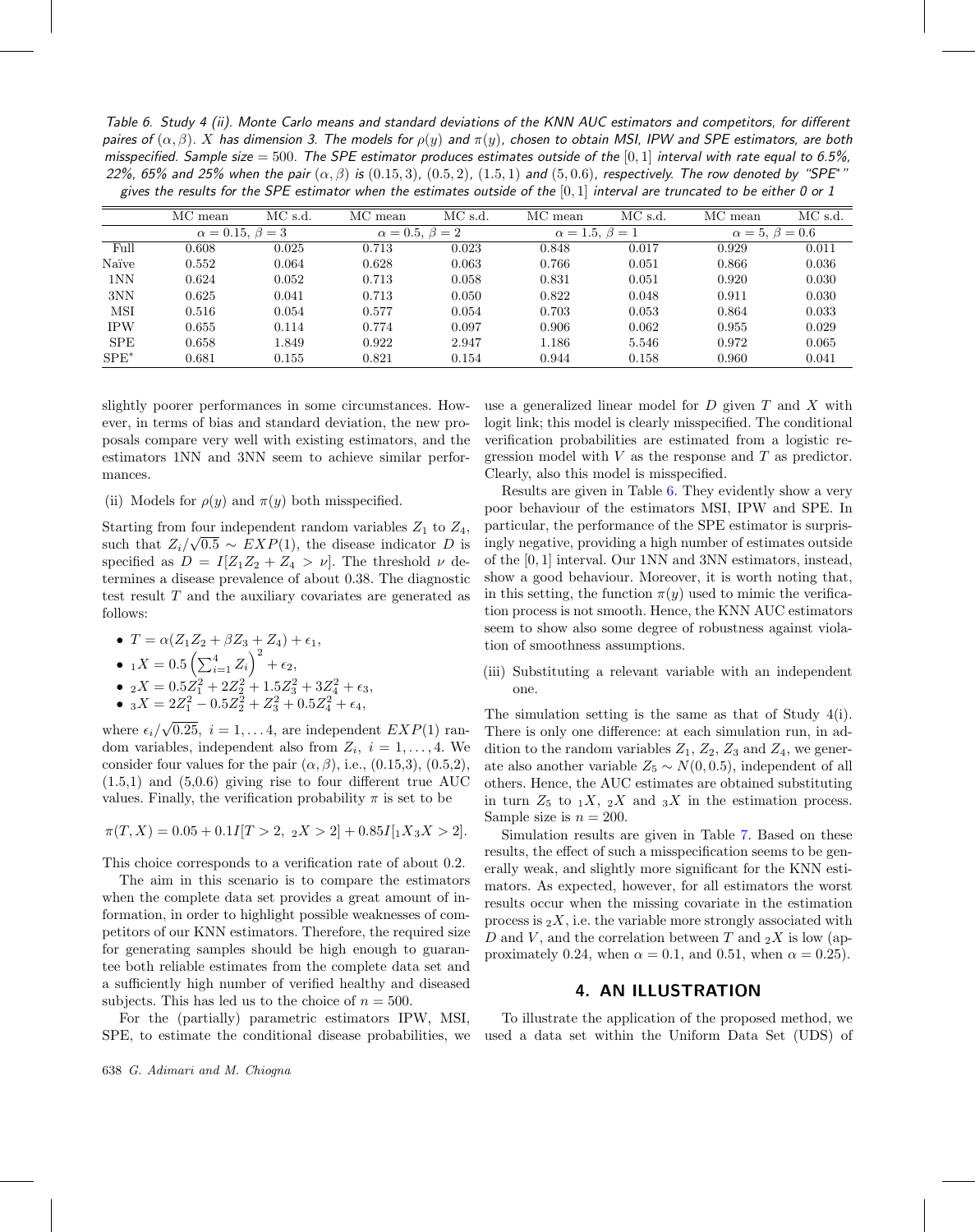*Table 6. Study 4 (ii). Monte Carlo means and standard deviations of the KNN AUC estimators and competitors, for different paires of $(\alpha, \beta)$. X has dimension 3. The models for $\rho(y)$ and $\pi(y)$, chosen to obtain MSI, IPW and SPE estimators, are both misspecified. Sample size = 500. The SPE estimator produces estimates outside of the $[0, 1]$ interval with rate equal to 6.5%, 22%, 65% and 25% when the pair $(\alpha, \beta)$ is $(0.15, 3)$, $(0.5, 2)$, $(1.5, 1)$ and $(5, 0.6)$, respectively. The row denoted by "SPE*" gives the results for the SPE estimator when the estimates outside of the $[0, 1]$ interval are truncated to be either 0 or 1*

| | MC mean | MC s.d. | MC mean | MC s.d. | MC mean | MC s.d. | MC mean | MC s.d. |
|---|---|---|---|---|---|---|---|---|
| | $\alpha = 0.15,\ \beta = 3$ | | $\alpha = 0.5,\ \beta = 2$ | | $\alpha = 1.5,\ \beta = 1$ | | $\alpha = 5,\ \beta = 0.6$ | |
| Full | 0.608 | 0.025 | 0.713 | 0.023 | 0.848 | 0.017 | 0.929 | 0.011 |
| Naïve | 0.552 | 0.064 | 0.628 | 0.063 | 0.766 | 0.051 | 0.866 | 0.036 |
| 1NN | 0.624 | 0.052 | 0.713 | 0.058 | 0.831 | 0.051 | 0.920 | 0.030 |
| 3NN | 0.625 | 0.041 | 0.713 | 0.050 | 0.822 | 0.048 | 0.911 | 0.030 |
| MSI | 0.516 | 0.054 | 0.577 | 0.054 | 0.703 | 0.053 | 0.864 | 0.033 |
| IPW | 0.655 | 0.114 | 0.774 | 0.097 | 0.906 | 0.062 | 0.955 | 0.029 |
| SPE | 0.658 | 1.849 | 0.922 | 2.947 | 1.186 | 5.546 | 0.972 | 0.065 |
| SPE* | 0.681 | 0.155 | 0.821 | 0.154 | 0.944 | 0.158 | 0.960 | 0.041 |

slightly poorer performances in some circumstances. However, in terms of bias and standard deviation, the new proposals compare very well with existing estimators, and the estimators 1NN and 3NN seem to achieve similar performances.

(ii) Models for $\rho(y)$ and $\pi(y)$ both misspecified.

Starting from four independent random variables $Z_1$ to $Z_4$, such that $Z_i/\sqrt{0.5} \sim EXP(1)$, the disease indicator $D$ is specified as $D = I[Z_1Z_2 + Z_4 > \nu]$. The threshold $\nu$ determines a disease prevalence of about 0.38. The diagnostic test result $T$ and the auxiliary covariates are generated as follows:

- $T = \alpha(Z_1Z_2 + \beta Z_3 + Z_4) + \epsilon_1$,
- ${}_1X = 0.5\left(\sum_{i=1}^{4} Z_i\right)^2 + \epsilon_2$,
- ${}_2X = 0.5Z_1^2 + 2Z_2^2 + 1.5Z_3^2 + 3Z_4^2 + \epsilon_3$,
- ${}_3X = 2Z_1^2 - 0.5Z_2^2 + Z_3^2 + 0.5Z_4^2 + \epsilon_4$,

where $\epsilon_i/\sqrt{0.25}$, $i = 1, \ldots 4$, are independent $EXP(1)$ random variables, independent also from $Z_i$, $i = 1, \ldots, 4$. We consider four values for the pair $(\alpha, \beta)$, i.e., (0.15,3), (0.5,2), (1.5,1) and (5,0.6) giving rise to four different true AUC values. Finally, the verification probability $\pi$ is set to be

$$\pi(T, X) = 0.05 + 0.1I[T > 2,\ {}_2X > 2] + 0.85I[{}_1X_3X > 2].$$

This choice corresponds to a verification rate of about 0.2.

The aim in this scenario is to compare the estimators when the complete data set provides a great amount of information, in order to highlight possible weaknesses of competitors of our KNN estimators. Therefore, the required size for generating samples should be high enough to guarantee both reliable estimates from the complete data set and a sufficiently high number of verified healthy and diseased subjects. This has led us to the choice of $n = 500$.

For the (partially) parametric estimators IPW, MSI, SPE, to estimate the conditional disease probabilities, we use a generalized linear model for $D$ given $T$ and $X$ with logit link; this model is clearly misspecified. The conditional verification probabilities are estimated from a logistic regression model with $V$ as the response and $T$ as predictor. Clearly, also this model is misspecified.

Results are given in Table 6. They evidently show a very poor behaviour of the estimators MSI, IPW and SPE. In particular, the performance of the SPE estimator is surprisingly negative, providing a high number of estimates outside of the $[0, 1]$ interval. Our 1NN and 3NN estimators, instead, show a good behaviour. Moreover, it is worth noting that, in this setting, the function $\pi(y)$ used to mimic the verification process is not smooth. Hence, the KNN AUC estimators seem to show also some degree of robustness against violation of smoothness assumptions.

(iii) Substituting a relevant variable with an independent one.

The simulation setting is the same as that of Study 4(i). There is only one difference: at each simulation run, in addition to the random variables $Z_1$, $Z_2$, $Z_3$ and $Z_4$, we generate also another variable $Z_5 \sim N(0, 0.5)$, independent of all others. Hence, the AUC estimates are obtained substituting in turn $Z_5$ to ${}_1X$, ${}_2X$ and ${}_3X$ in the estimation process. Sample size is $n = 200$.

Simulation results are given in Table 7. Based on these results, the effect of such a misspecification seems to be generally weak, and slightly more significant for the KNN estimators. As expected, however, for all estimators the worst results occur when the missing covariate in the estimation process is ${}_2X$, i.e. the variable more strongly associated with $D$ and $V$, and the correlation between $T$ and ${}_2X$ is low (approximately 0.24, when $\alpha = 0.1$, and 0.51, when $\alpha = 0.25$).

## 4. AN ILLUSTRATION

To illustrate the application of the proposed method, we used a data set within the Uniform Data Set (UDS) of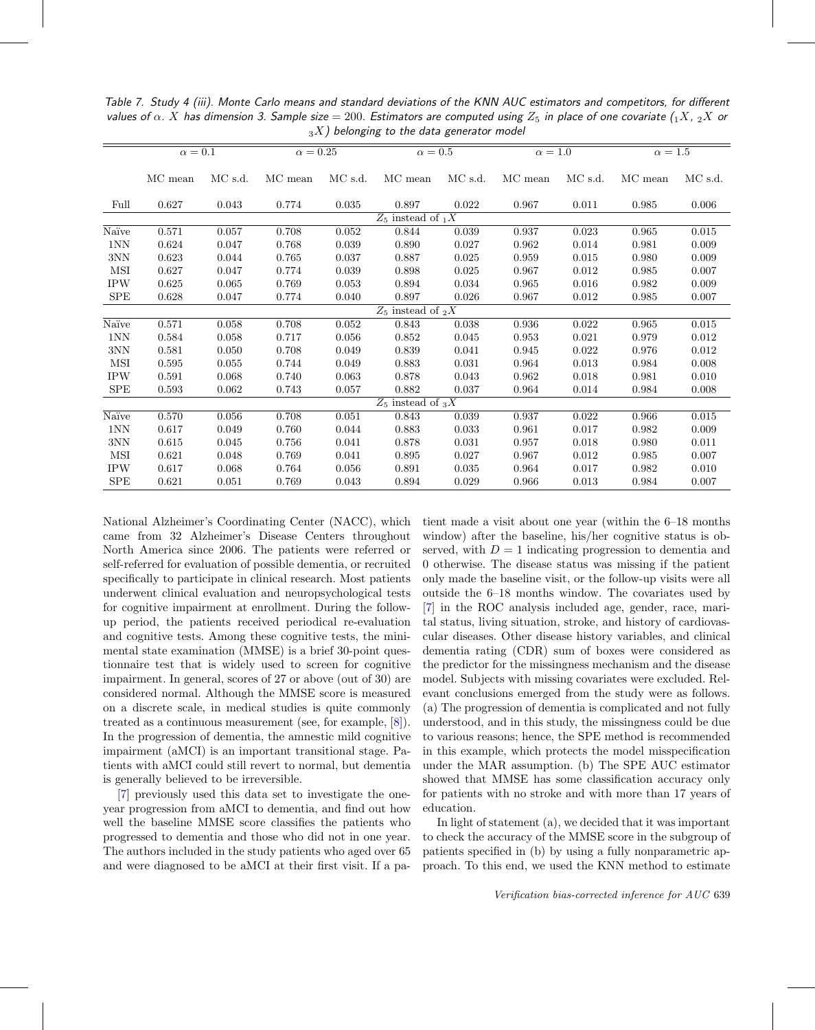Table 7. Study 4 (iii). Monte Carlo means and standard deviations of the KNN AUC estimators and competitors, for different values of $\alpha$. $X$ has dimension 3. Sample size = 200. Estimators are computed using $Z_5$ in place of one covariate (${}_1X$, ${}_2X$ or ${}_3X$) belonging to the data generator model

| | $\alpha = 0.1$ | | $\alpha = 0.25$ | | $\alpha = 0.5$ | | $\alpha = 1.0$ | | $\alpha = 1.5$ | |
|---|---|---|---|---|---|---|---|---|---|---|
| | MC mean | MC s.d. | MC mean | MC s.d. | MC mean | MC s.d. | MC mean | MC s.d. | MC mean | MC s.d. |
| Full | 0.627 | 0.043 | 0.774 | 0.035 | 0.897 | 0.022 | 0.967 | 0.011 | 0.985 | 0.006 |
| | | | | | $Z_5$ instead of ${}_1X$ | | | | | |
| Naïve | 0.571 | 0.057 | 0.708 | 0.052 | 0.844 | 0.039 | 0.937 | 0.023 | 0.965 | 0.015 |
| 1NN | 0.624 | 0.047 | 0.768 | 0.039 | 0.890 | 0.027 | 0.962 | 0.014 | 0.981 | 0.009 |
| 3NN | 0.623 | 0.044 | 0.765 | 0.037 | 0.887 | 0.025 | 0.959 | 0.015 | 0.980 | 0.009 |
| MSI | 0.627 | 0.047 | 0.774 | 0.039 | 0.898 | 0.025 | 0.967 | 0.012 | 0.985 | 0.007 |
| IPW | 0.625 | 0.065 | 0.769 | 0.053 | 0.894 | 0.034 | 0.965 | 0.016 | 0.982 | 0.009 |
| SPE | 0.628 | 0.047 | 0.774 | 0.040 | 0.897 | 0.026 | 0.967 | 0.012 | 0.985 | 0.007 |
| | | | | | $Z_5$ instead of ${}_2X$ | | | | | |
| Naïve | 0.571 | 0.058 | 0.708 | 0.052 | 0.843 | 0.038 | 0.936 | 0.022 | 0.965 | 0.015 |
| 1NN | 0.584 | 0.058 | 0.717 | 0.056 | 0.852 | 0.045 | 0.953 | 0.021 | 0.979 | 0.012 |
| 3NN | 0.581 | 0.050 | 0.708 | 0.049 | 0.839 | 0.041 | 0.945 | 0.022 | 0.976 | 0.012 |
| MSI | 0.595 | 0.055 | 0.744 | 0.049 | 0.883 | 0.031 | 0.964 | 0.013 | 0.984 | 0.008 |
| IPW | 0.591 | 0.068 | 0.740 | 0.063 | 0.878 | 0.043 | 0.962 | 0.018 | 0.981 | 0.010 |
| SPE | 0.593 | 0.062 | 0.743 | 0.057 | 0.882 | 0.037 | 0.964 | 0.014 | 0.984 | 0.008 |
| | | | | | $Z_5$ instead of ${}_3X$ | | | | | |
| Naïve | 0.570 | 0.056 | 0.708 | 0.051 | 0.843 | 0.039 | 0.937 | 0.022 | 0.966 | 0.015 |
| 1NN | 0.617 | 0.049 | 0.760 | 0.044 | 0.883 | 0.033 | 0.961 | 0.017 | 0.982 | 0.009 |
| 3NN | 0.615 | 0.045 | 0.756 | 0.041 | 0.878 | 0.031 | 0.957 | 0.018 | 0.980 | 0.011 |
| MSI | 0.621 | 0.048 | 0.769 | 0.041 | 0.895 | 0.027 | 0.967 | 0.012 | 0.985 | 0.007 |
| IPW | 0.617 | 0.068 | 0.764 | 0.056 | 0.891 | 0.035 | 0.964 | 0.017 | 0.982 | 0.010 |
| SPE | 0.621 | 0.051 | 0.769 | 0.043 | 0.894 | 0.029 | 0.966 | 0.013 | 0.984 | 0.007 |

National Alzheimer's Coordinating Center (NACC), which came from 32 Alzheimer's Disease Centers throughout North America since 2006. The patients were referred or self-referred for evaluation of possible dementia, or recruited specifically to participate in clinical research. Most patients underwent clinical evaluation and neuropsychological tests for cognitive impairment at enrollment. During the follow-up period, the patients received periodical re-evaluation and cognitive tests. Among these cognitive tests, the mini-mental state examination (MMSE) is a brief 30-point questionnaire test that is widely used to screen for cognitive impairment. In general, scores of 27 or above (out of 30) are considered normal. Although the MMSE score is measured on a discrete scale, in medical studies is quite commonly treated as a continuous measurement (see, for example, [8]). In the progression of dementia, the amnestic mild cognitive impairment (aMCI) is an important transitional stage. Patients with aMCI could still revert to normal, but dementia is generally believed to be irreversible.

[7] previously used this data set to investigate the one-year progression from aMCI to dementia, and find out how well the baseline MMSE score classifies the patients who progressed to dementia and those who did not in one year. The authors included in the study patients who aged over 65 and were diagnosed to be aMCI at their first visit. If a patient made a visit about one year (within the 6–18 months window) after the baseline, his/her cognitive status is observed, with $D = 1$ indicating progression to dementia and 0 otherwise. The disease status was missing if the patient only made the baseline visit, or the follow-up visits were all outside the 6–18 months window. The covariates used by [7] in the ROC analysis included age, gender, race, marital status, living situation, stroke, and history of cardiovascular diseases. Other disease history variables, and clinical dementia rating (CDR) sum of boxes were considered as the predictor for the missingness mechanism and the disease model. Subjects with missing covariates were excluded. Relevant conclusions emerged from the study were as follows. (a) The progression of dementia is complicated and not fully understood, and in this study, the missingness could be due to various reasons; hence, the SPE method is recommended in this example, which protects the model misspecification under the MAR assumption. (b) The SPE AUC estimator showed that MMSE has some classification accuracy only for patients with no stroke and with more than 17 years of education.

In light of statement (a), we decided that it was important to check the accuracy of the MMSE score in the subgroup of patients specified in (b) by using a fully nonparametric approach. To this end, we used the KNN method to estimate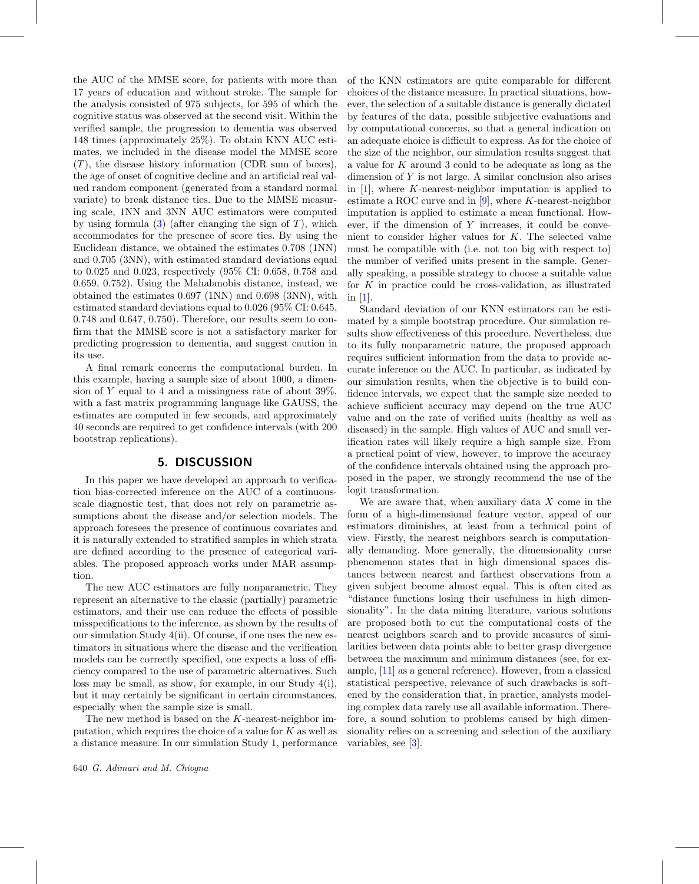the AUC of the MMSE score, for patients with more than 17 years of education and without stroke. The sample for the analysis consisted of 975 subjects, for 595 of which the cognitive status was observed at the second visit. Within the verified sample, the progression to dementia was observed 148 times (approximately 25%). To obtain KNN AUC estimates, we included in the disease model the MMSE score ($T$), the disease history information (CDR sum of boxes), the age of onset of cognitive decline and an artificial real valued random component (generated from a standard normal variate) to break distance ties. Due to the MMSE measuring scale, 1NN and 3NN AUC estimators were computed by using formula (3) (after changing the sign of $T$), which accommodates for the presence of score ties. By using the Euclidean distance, we obtained the estimates 0.708 (1NN) and 0.705 (3NN), with estimated standard deviations equal to 0.025 and 0.023, respectively (95% CI: 0.658, 0.758 and 0.659, 0.752). Using the Mahalanobis distance, instead, we obtained the estimates 0.697 (1NN) and 0.698 (3NN), with estimated standard deviations equal to 0.026 (95% CI: 0.645, 0.748 and 0.647, 0.750). Therefore, our results seem to confirm that the MMSE score is not a satisfactory marker for predicting progression to dementia, and suggest caution in its use.

A final remark concerns the computational burden. In this example, having a sample size of about 1000, a dimension of $Y$ equal to 4 and a missingness rate of about 39%, with a fast matrix programming language like GAUSS, the estimates are computed in few seconds, and approximately 40 seconds are required to get confidence intervals (with 200 bootstrap replications).

## 5. DISCUSSION

In this paper we have developed an approach to verification bias-corrected inference on the AUC of a continuous-scale diagnostic test, that does not rely on parametric assumptions about the disease and/or selection models. The approach foresees the presence of continuous covariates and it is naturally extended to stratified samples in which strata are defined according to the presence of categorical variables. The proposed approach works under MAR assumption.

The new AUC estimators are fully nonparametric. They represent an alternative to the classic (partially) parametric estimators, and their use can reduce the effects of possible misspecifications to the inference, as shown by the results of our simulation Study 4(ii). Of course, if one uses the new estimators in situations where the disease and the verification models can be correctly specified, one expects a loss of efficiency compared to the use of parametric alternatives. Such loss may be small, as show, for example, in our Study 4(i), but it may certainly be significant in certain circumstances, especially when the sample size is small.

The new method is based on the $K$-nearest-neighbor imputation, which requires the choice of a value for $K$ as well as a distance measure. In our simulation Study 1, performance of the KNN estimators are quite comparable for different choices of the distance measure. In practical situations, however, the selection of a suitable distance is generally dictated by features of the data, possible subjective evaluations and by computational concerns, so that a general indication on an adequate choice is difficult to express. As for the choice of the size of the neighbor, our simulation results suggest that a value for $K$ around 3 could to be adequate as long as the dimension of $Y$ is not large. A similar conclusion also arises in [1], where $K$-nearest-neighbor imputation is applied to estimate a ROC curve and in [9], where $K$-nearest-neighbor imputation is applied to estimate a mean functional. However, if the dimension of $Y$ increases, it could be convenient to consider higher values for $K$. The selected value must be compatible with (i.e. not too big with respect to) the number of verified units present in the sample. Generally speaking, a possible strategy to choose a suitable value for $K$ in practice could be cross-validation, as illustrated in [1].

Standard deviation of our KNN estimators can be estimated by a simple bootstrap procedure. Our simulation results show effectiveness of this procedure. Nevertheless, due to its fully nonparametric nature, the proposed approach requires sufficient information from the data to provide accurate inference on the AUC. In particular, as indicated by our simulation results, when the objective is to build confidence intervals, we expect that the sample size needed to achieve sufficient accuracy may depend on the true AUC value and on the rate of verified units (healthy as well as diseased) in the sample. High values of AUC and small verification rates will likely require a high sample size. From a practical point of view, however, to improve the accuracy of the confidence intervals obtained using the approach proposed in the paper, we strongly recommend the use of the logit transformation.

We are aware that, when auxiliary data $X$ come in the form of a high-dimensional feature vector, appeal of our estimators diminishes, at least from a technical point of view. Firstly, the nearest neighbors search is computationally demanding. More generally, the dimensionality curse phenomenon states that in high dimensional spaces distances between nearest and farthest observations from a given subject become almost equal. This is often cited as "distance functions losing their usefulness in high dimensionality". In the data mining literature, various solutions are proposed both to cut the computational costs of the nearest neighbors search and to provide measures of similarities between data points able to better grasp divergence between the maximum and minimum distances (see, for example, [11] as a general reference). However, from a classical statistical perspective, relevance of such drawbacks is softened by the consideration that, in practice, analysts modeling complex data rarely use all available information. Therefore, a sound solution to problems caused by high dimensionality relies on a screening and selection of the auxiliary variables, see [3].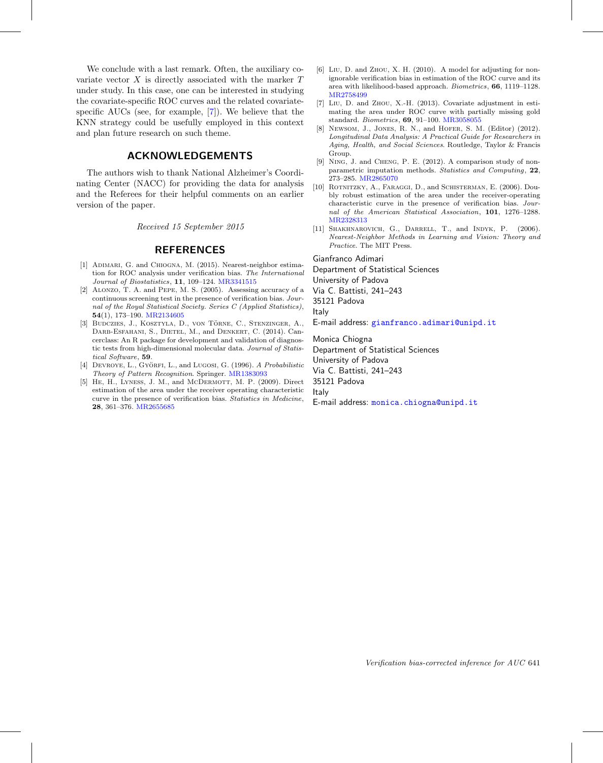We conclude with a last remark. Often, the auxiliary covariate vector $X$ is directly associated with the marker $T$ under study. In this case, one can be interested in studying the covariate-specific ROC curves and the related covariate-specific AUCs (see, for example, [7]). We believe that the KNN strategy could be usefully employed in this context and plan future research on such theme.

## ACKNOWLEDGEMENTS

The authors wish to thank National Alzheimer's Coordinating Center (NACC) for providing the data for analysis and the Referees for their helpful comments on an earlier version of the paper.

*Received 15 September 2015*

## REFERENCES

[1] Adimari, G. and Chiogna, M. (2015). Nearest-neighbor estimation for ROC analysis under verification bias. *The International Journal of Biostatistics*, **11**, 109–124. MR3341515

[2] Alonzo, T. A. and Pepe, M. S. (2005). Assessing accuracy of a continuous screening test in the presence of verification bias. *Journal of the Royal Statistical Society. Series C (Applied Statistics)*, **54**(1), 173–190. MR2134605

[3] Budczies, J., Kosztyla, D., von Törne, C., Stenzinger, A., Darb-Esfahani, S., Dietel, M., and Denkert, C. (2014). Cancerclass: An R package for development and validation of diagnostic tests from high-dimensional molecular data. *Journal of Statistical Software*, **59**.

[4] Devroye, L., Györfi, L., and Lugosi, G. (1996). *A Probabilistic Theory of Pattern Recognition*. Springer. MR1383093

[5] He, H., Lyness, J. M., and McDermott, M. P. (2009). Direct estimation of the area under the receiver operating characteristic curve in the presence of verification bias. *Statistics in Medicine*, **28**, 361–376. MR2655685

[6] Liu, D. and Zhou, X. H. (2010). A model for adjusting for nonignorable verification bias in estimation of the ROC curve and its area with likelihood-based approach. *Biometrics*, **66**, 1119–1128. MR2758499

[7] Liu, D. and Zhou, X.-H. (2013). Covariate adjustment in estimating the area under ROC curve with partially missing gold standard. *Biometrics*, **69**, 91–100. MR3058055

[8] Newsom, J., Jones, R. N., and Hofer, S. M. (Editor) (2012). *Longitudinal Data Analysis: A Practical Guide for Researchers in Aging, Health, and Social Sciences*. Routledge, Taylor & Francis Group.

[9] Ning, J. and Cheng, P. E. (2012). A comparison study of nonparametric imputation methods. *Statistics and Computing*, **22**, 273–285. MR2865070

[10] Rotnitzky, A., Faraggi, D., and Schisterman, E. (2006). Doubly robust estimation of the area under the receiver-operating characteristic curve in the presence of verification bias. *Journal of the American Statistical Association*, **101**, 1276–1288. MR2328313

[11] Shakhnarovich, G., Darrell, T., and Indyk, P. (2006). *Nearest-Neighbor Methods in Learning and Vision: Theory and Practice*. The MIT Press.

Gianfranco Adimari
Department of Statistical Sciences
University of Padova
Via C. Battisti, 241–243
35121 Padova
Italy
E-mail address: gianfranco.adimari@unipd.it

Monica Chiogna
Department of Statistical Sciences
University of Padova
Via C. Battisti, 241–243
35121 Padova
Italy
E-mail address: monica.chiogna@unipd.it